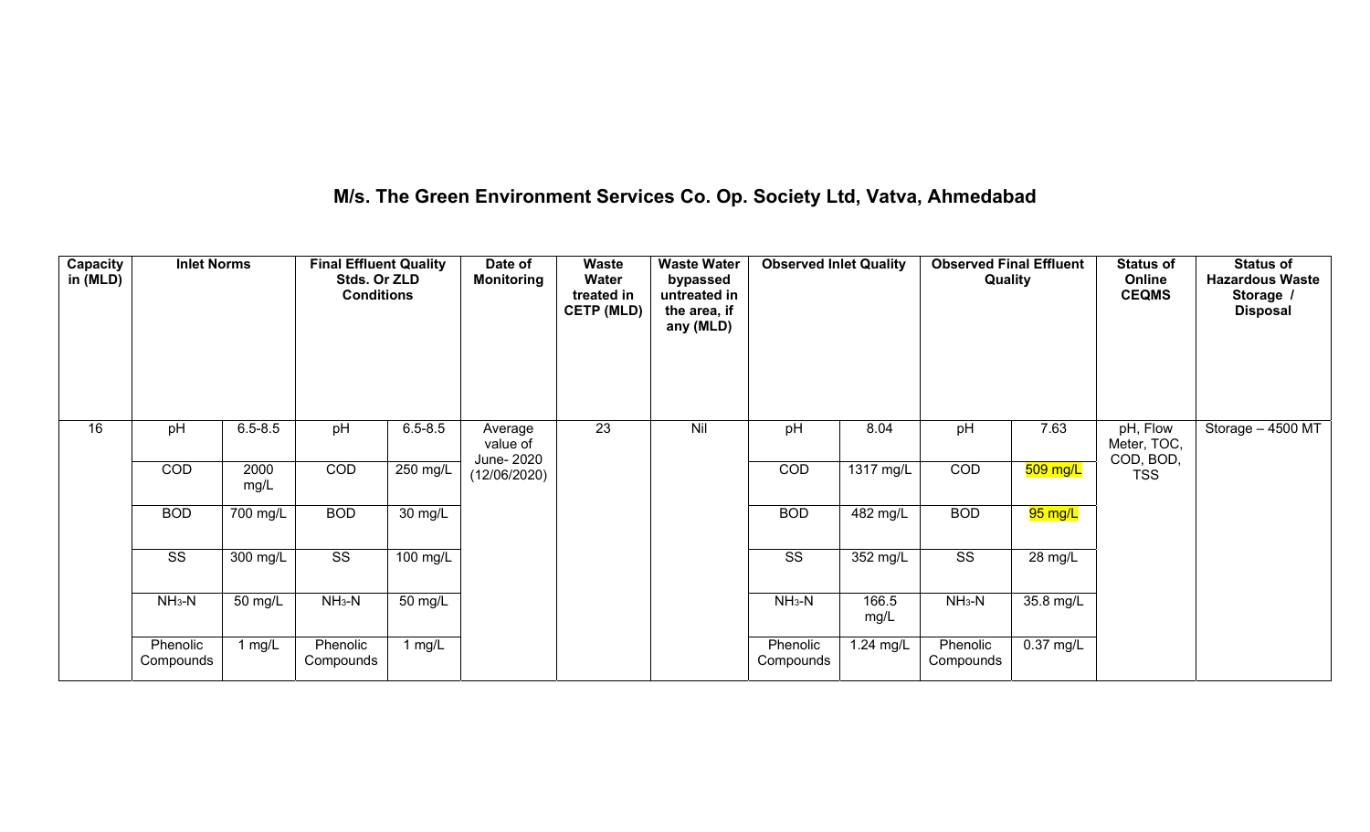# M/s. The Green Environment Services Co. Op. Society Ltd, Vatva, Ahmedabad

| Capacity in (MLD) | Inlet Norms | | Final Effluent Quality Stds. Or ZLD Conditions | | Date of Monitoring | Waste Water treated in CETP (MLD) | Waste Water bypassed untreated in the area, if any (MLD) | Observed Inlet Quality | | Observed Final Effluent Quality | | Status of Online CEQMS | Status of Hazardous Waste Storage / Disposal |
|---|---|---|---|---|---|---|---|---|---|---|---|---|---|
| 16 | pH | 6.5-8.5 | pH | 6.5-8.5 | Average value of June- 2020 (12/06/2020) | 23 | Nil | pH | 8.04 | pH | 7.63 | pH, Flow Meter, TOC, COD, BOD, TSS | Storage – 4500 MT |
| | COD | 2000 mg/L | COD | 250 mg/L | | | | COD | 1317 mg/L | COD | 509 mg/L | | |
| | BOD | 700 mg/L | BOD | 30 mg/L | | | | BOD | 482 mg/L | BOD | 95 mg/L | | |
| | SS | 300 mg/L | SS | 100 mg/L | | | | SS | 352 mg/L | SS | 28 mg/L | | |
| | $NH_3$-N | 50 mg/L | $NH_3$-N | 50 mg/L | | | | $NH_3$-N | 166.5 mg/L | $NH_3$-N | 35.8 mg/L | | |
| | Phenolic Compounds | 1 mg/L | Phenolic Compounds | 1 mg/L | | | | Phenolic Compounds | 1.24 mg/L | Phenolic Compounds | 0.37 mg/L | | |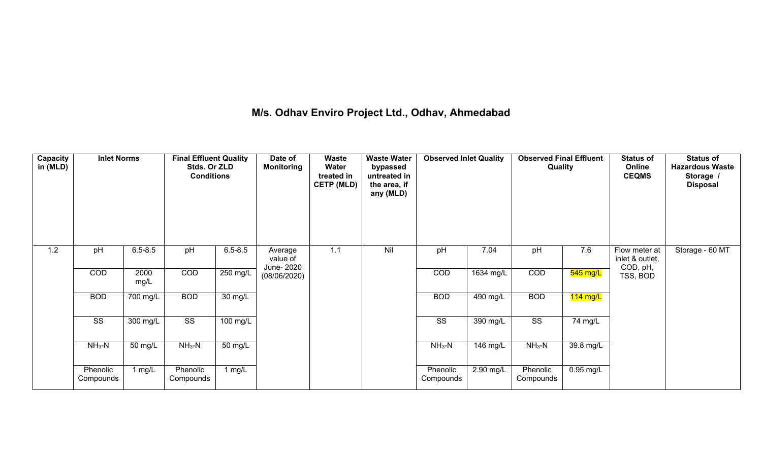## M/s. Odhav Enviro Project Ltd., Odhav, Ahmedabad

| Capacity in (MLD) | Inlet Norms | | Final Effluent Quality Stds. Or ZLD Conditions | | Date of Monitoring | Waste Water treated in CETP (MLD) | Waste Water bypassed untreated in the area, if any (MLD) | Observed Inlet Quality | | Observed Final Effluent Quality | | Status of Online CEQMS | Status of Hazardous Waste Storage / Disposal |
|---|---|---|---|---|---|---|---|---|---|---|---|---|---|
| 1.2 | pH | 6.5-8.5 | pH | 6.5-8.5 | Average value of June- 2020 (08/06/2020) | 1.1 | Nil | pH | 7.04 | pH | 7.6 | Flow meter at inlet & outlet, COD, pH, TSS, BOD | Storage - 60 MT |
| | COD | 2000 mg/L | COD | 250 mg/L | | | | COD | 1634 mg/L | COD | 545 mg/L | | |
| | BOD | 700 mg/L | BOD | 30 mg/L | | | | BOD | 490 mg/L | BOD | 114 mg/L | | |
| | SS | 300 mg/L | SS | 100 mg/L | | | | SS | 390 mg/L | SS | 74 mg/L | | |
| | $NH_3$-N | 50 mg/L | $NH_3$-N | 50 mg/L | | | | $NH_3$-N | 146 mg/L | $NH_3$-N | 39.8 mg/L | | |
| | Phenolic Compounds | 1 mg/L | Phenolic Compounds | 1 mg/L | | | | Phenolic Compounds | 2.90 mg/L | Phenolic Compounds | 0.95 mg/L | | |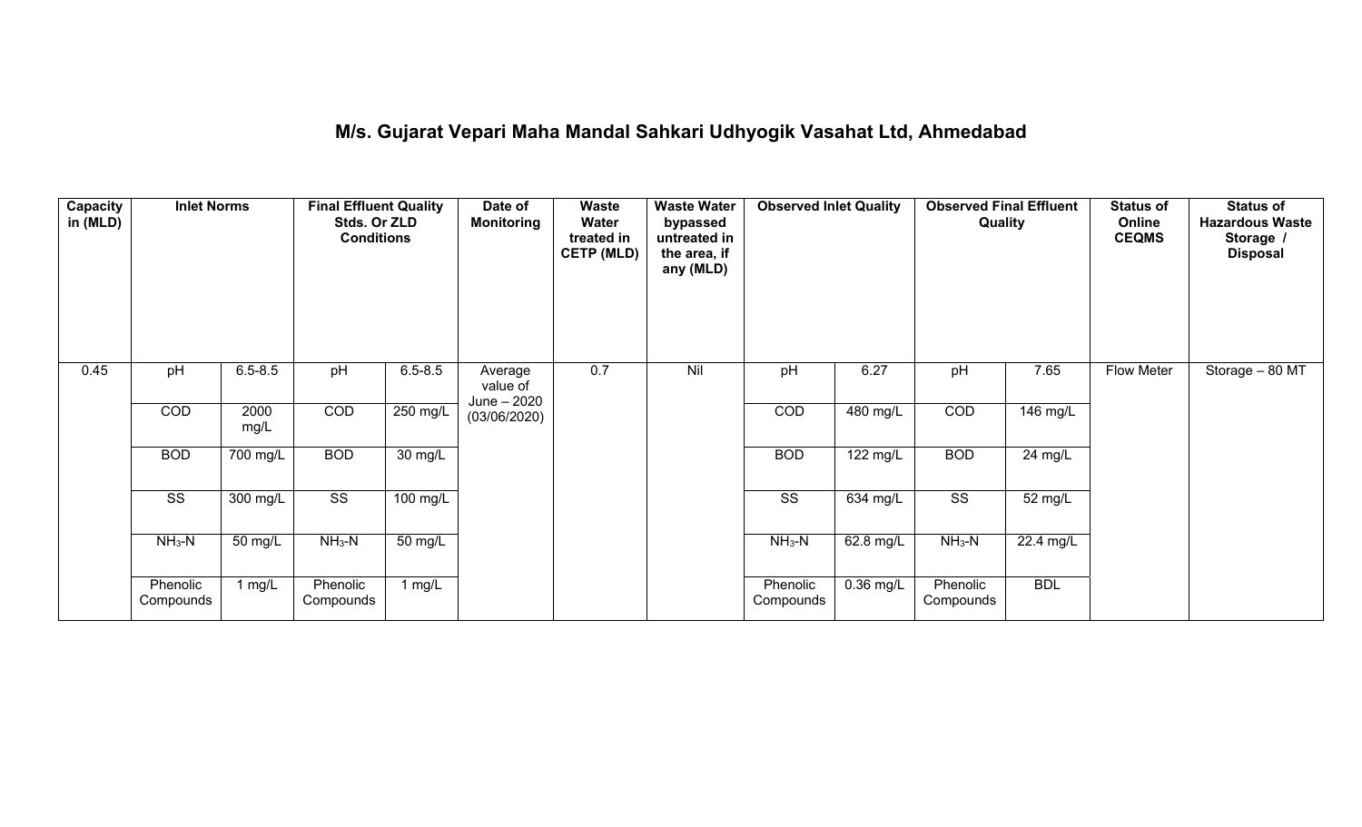# M/s. Gujarat Vepari Maha Mandal Sahkari Udhyogik Vasahat Ltd, Ahmedabad

| Capacity in (MLD) | Inlet Norms | | Final Effluent Quality Stds. Or ZLD Conditions | | Date of Monitoring | Waste Water treated in CETP (MLD) | Waste Water bypassed untreated in the area, if any (MLD) | Observed Inlet Quality | | Observed Final Effluent Quality | | Status of Online CEQMS | Status of Hazardous Waste Storage / Disposal |
|---|---|---|---|---|---|---|---|---|---|---|---|---|---|
| 0.45 | pH | 6.5-8.5 | pH | 6.5-8.5 | Average value of June – 2020 (03/06/2020) | 0.7 | Nil | pH | 6.27 | pH | 7.65 | Flow Meter | Storage – 80 MT |
| | COD | 2000 mg/L | COD | 250 mg/L | | | | COD | 480 mg/L | COD | 146 mg/L | | |
| | BOD | 700 mg/L | BOD | 30 mg/L | | | | BOD | 122 mg/L | BOD | 24 mg/L | | |
| | SS | 300 mg/L | SS | 100 mg/L | | | | SS | 634 mg/L | SS | 52 mg/L | | |
| | $NH_3$-N | 50 mg/L | $NH_3$-N | 50 mg/L | | | | $NH_3$-N | 62.8 mg/L | $NH_3$-N | 22.4 mg/L | | |
| | Phenolic Compounds | 1 mg/L | Phenolic Compounds | 1 mg/L | | | | Phenolic Compounds | 0.36 mg/L | Phenolic Compounds | BDL | | |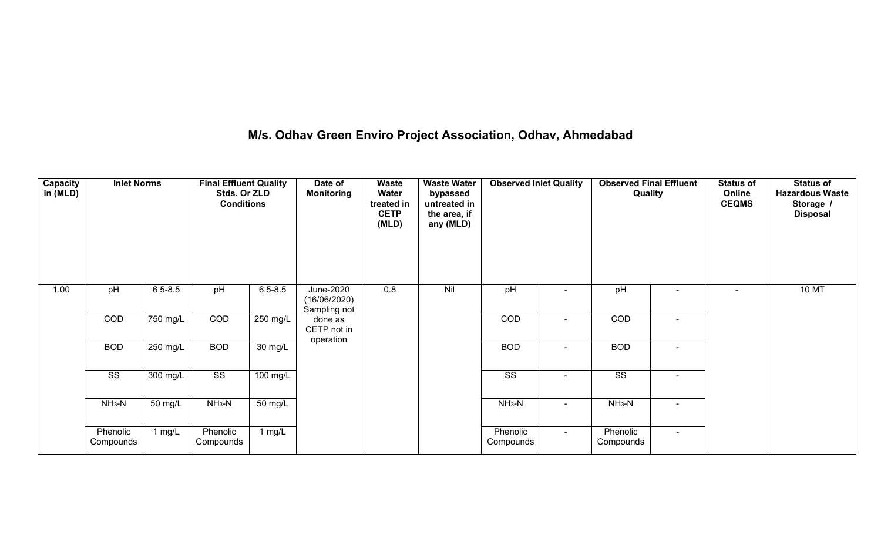## M/s. Odhav Green Enviro Project Association, Odhav, Ahmedabad

| Capacity in (MLD) | Inlet Norms | | Final Effluent Quality Stds. Or ZLD Conditions | | Date of Monitoring | Waste Water treated in CETP (MLD) | Waste Water bypassed untreated in the area, if any (MLD) | Observed Inlet Quality | | Observed Final Effluent Quality | | Status of Online CEQMS | Status of Hazardous Waste Storage / Disposal |
|---|---|---|---|---|---|---|---|---|---|---|---|---|---|
| 1.00 | pH | 6.5-8.5 | pH | 6.5-8.5 | June-2020 (16/06/2020) Sampling not done as CETP not in operation | 0.8 | Nil | pH | - | pH | - | - | 10 MT |
| | COD | 750 mg/L | COD | 250 mg/L | | | | COD | - | COD | - | | |
| | BOD | 250 mg/L | BOD | 30 mg/L | | | | BOD | - | BOD | - | | |
| | SS | 300 mg/L | SS | 100 mg/L | | | | SS | - | SS | - | | |
| | $NH_3$-N | 50 mg/L | $NH_3$-N | 50 mg/L | | | | $NH_3$-N | - | $NH_3$-N | - | | |
| | Phenolic Compounds | 1 mg/L | Phenolic Compounds | 1 mg/L | | | | Phenolic Compounds | - | Phenolic Compounds | - | | |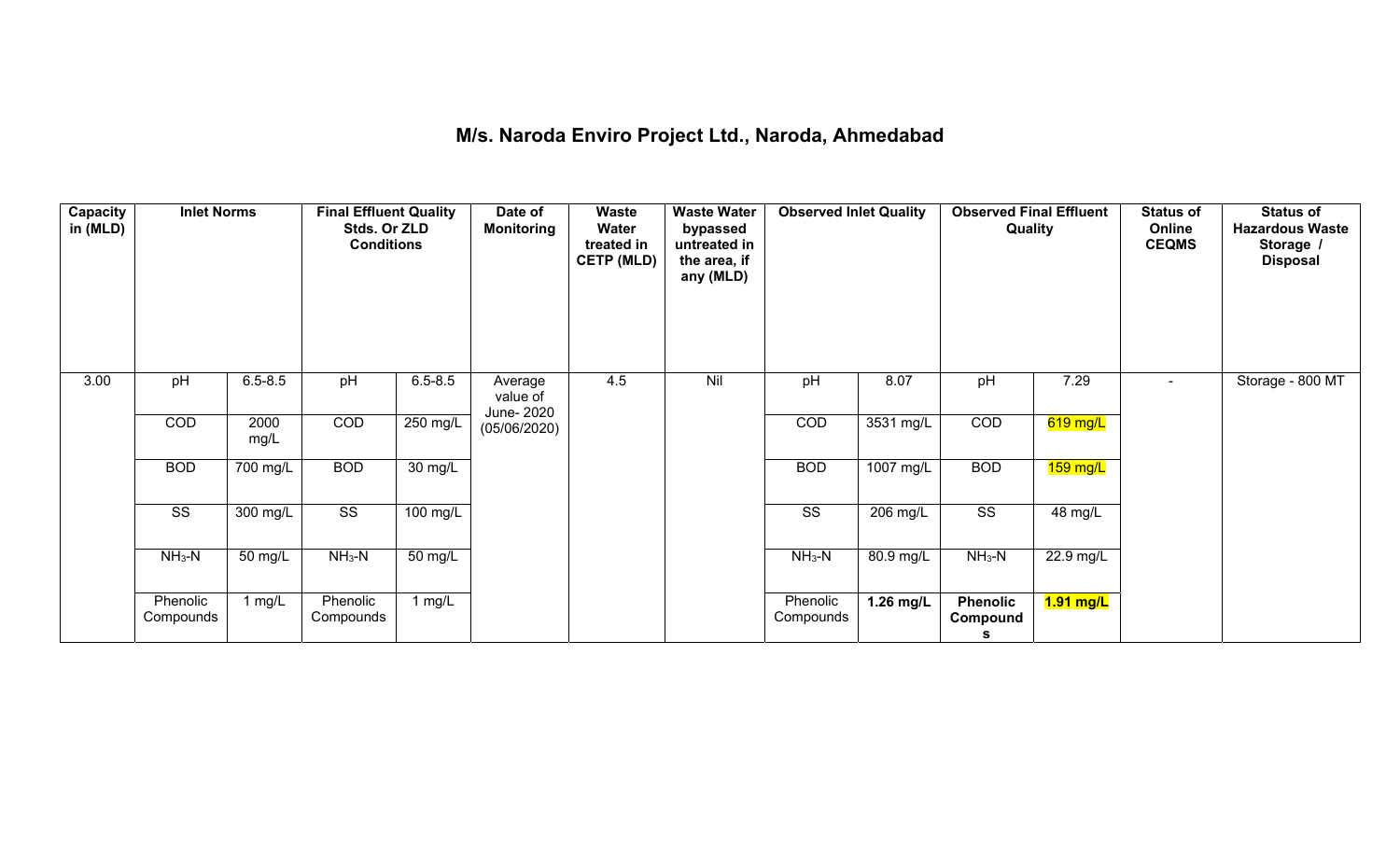# M/s. Naroda Enviro Project Ltd., Naroda, Ahmedabad

| Capacity in (MLD) | Inlet Norms | | Final Effluent Quality Stds. Or ZLD Conditions | | Date of Monitoring | Waste Water treated in CETP (MLD) | Waste Water bypassed untreated in the area, if any (MLD) | Observed Inlet Quality | | Observed Final Effluent Quality | | Status of Online CEQMS | Status of Hazardous Waste Storage / Disposal |
|---|---|---|---|---|---|---|---|---|---|---|---|---|---|
| 3.00 | pH | 6.5-8.5 | pH | 6.5-8.5 | Average value of June- 2020 (05/06/2020) | 4.5 | Nil | pH | 8.07 | pH | 7.29 | - | Storage - 800 MT |
| | COD | 2000 mg/L | COD | 250 mg/L | | | | COD | 3531 mg/L | COD | 619 mg/L | | |
| | BOD | 700 mg/L | BOD | 30 mg/L | | | | BOD | 1007 mg/L | BOD | 159 mg/L | | |
| | SS | 300 mg/L | SS | 100 mg/L | | | | SS | 206 mg/L | SS | 48 mg/L | | |
| | $NH_3$-N | 50 mg/L | $NH_3$-N | 50 mg/L | | | | $NH_3$-N | 80.9 mg/L | $NH_3$-N | 22.9 mg/L | | |
| | Phenolic Compounds | 1 mg/L | Phenolic Compounds | 1 mg/L | | | | Phenolic Compounds | **1.26 mg/L** | **Phenolic Compounds** | **1.91 mg/L** | | |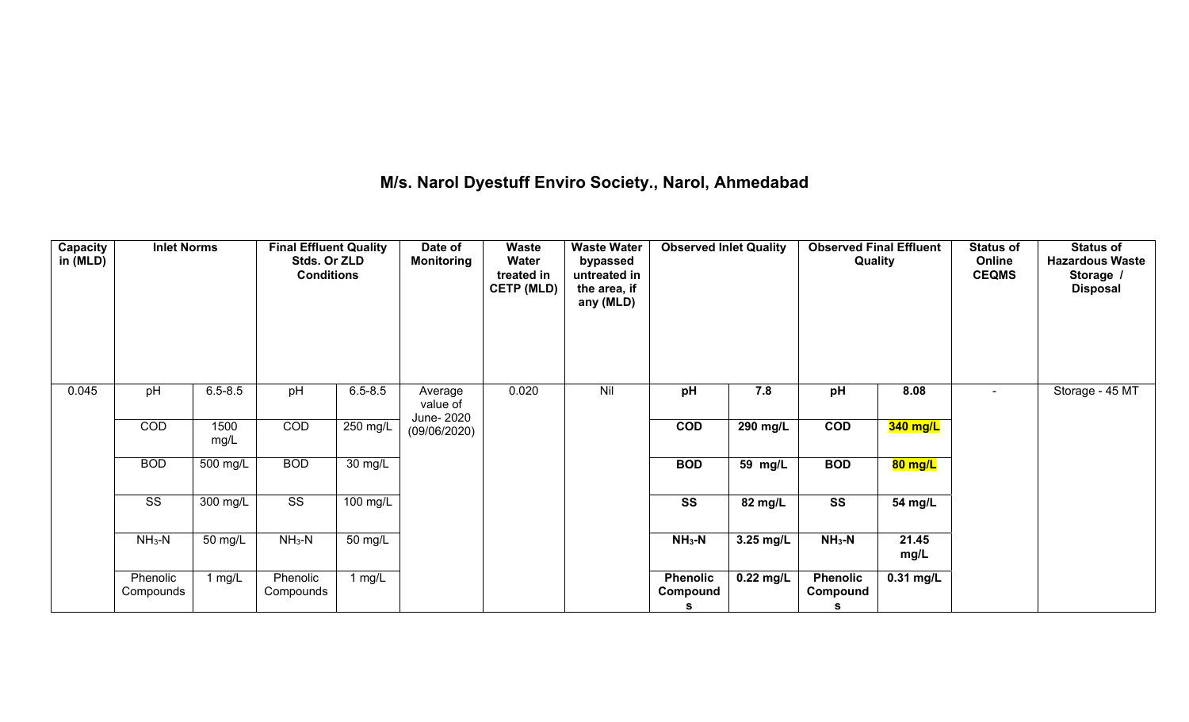# M/s. Narol Dyestuff Enviro Society., Narol, Ahmedabad

| Capacity in (MLD) | Inlet Norms | | Final Effluent Quality Stds. Or ZLD Conditions | | Date of Monitoring | Waste Water treated in CETP (MLD) | Waste Water bypassed untreated in the area, if any (MLD) | Observed Inlet Quality | | Observed Final Effluent Quality | | Status of Online CEQMS | Status of Hazardous Waste Storage / Disposal |
|---|---|---|---|---|---|---|---|---|---|---|---|---|---|
| 0.045 | pH | 6.5-8.5 | pH | 6.5-8.5 | Average value of June- 2020 (09/06/2020) | 0.020 | Nil | **pH** | **7.8** | **pH** | **8.08** | - | Storage - 45 MT |
| | COD | 1500 mg/L | COD | 250 mg/L | | | | **COD** | **290 mg/L** | **COD** | **340 mg/L** | | |
| | BOD | 500 mg/L | BOD | 30 mg/L | | | | **BOD** | **59 mg/L** | **BOD** | **80 mg/L** | | |
| | SS | 300 mg/L | SS | 100 mg/L | | | | **SS** | **82 mg/L** | **SS** | **54 mg/L** | | |
| | $NH_3$-N | 50 mg/L | $NH_3$-N | 50 mg/L | | | | **$NH_3$-N** | **3.25 mg/L** | **$NH_3$-N** | **21.45 mg/L** | | |
| | Phenolic Compounds | 1 mg/L | Phenolic Compounds | 1 mg/L | | | | **Phenolic Compounds** | **0.22 mg/L** | **Phenolic Compounds** | **0.31 mg/L** | | |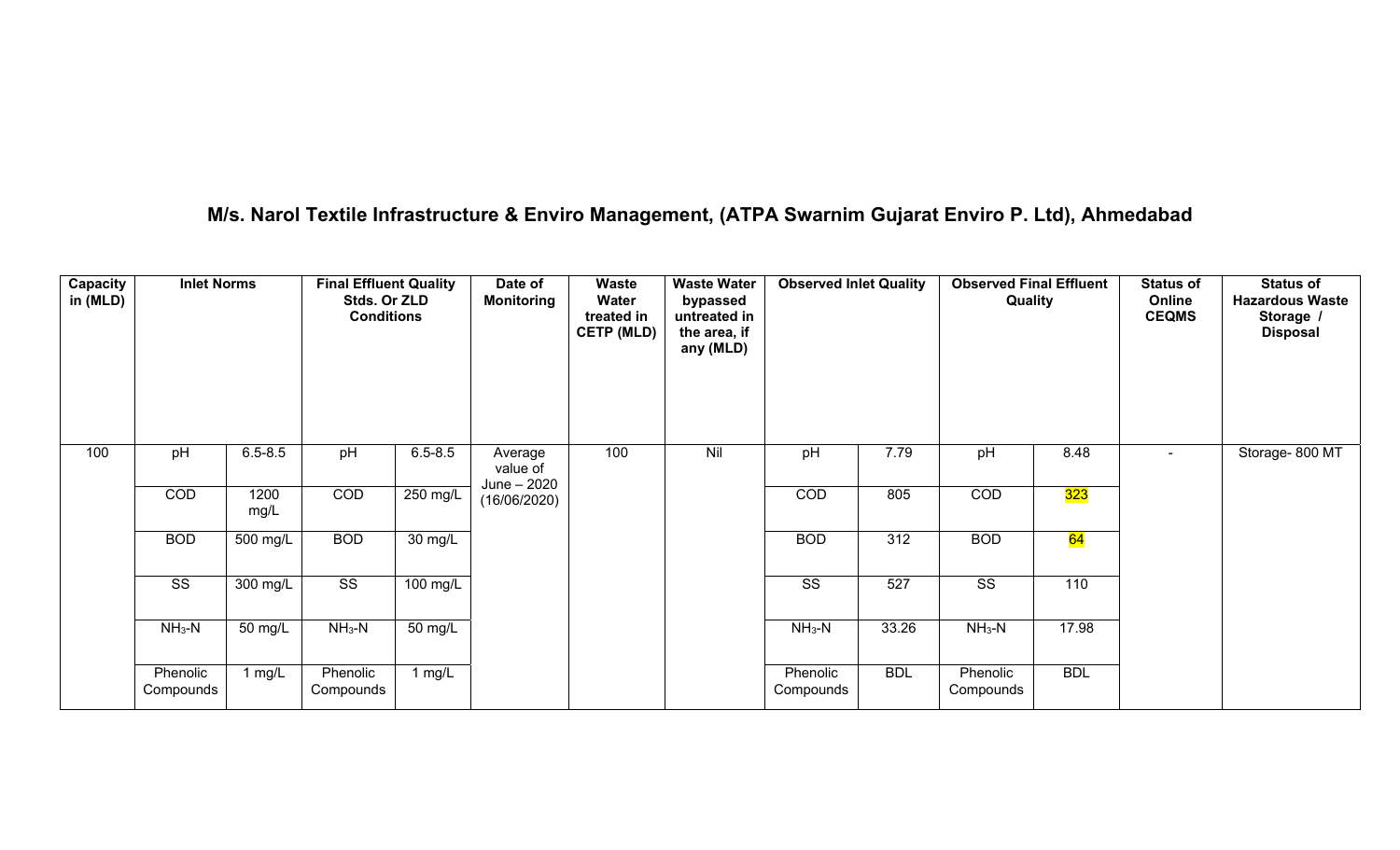## M/s. Narol Textile Infrastructure & Enviro Management, (ATPA Swarnim Gujarat Enviro P. Ltd), Ahmedabad

| Capacity in (MLD) | Inlet Norms | | Final Effluent Quality Stds. Or ZLD Conditions | | Date of Monitoring | Waste Water treated in CETP (MLD) | Waste Water bypassed untreated in the area, if any (MLD) | Observed Inlet Quality | | Observed Final Effluent Quality | | Status of Online CEQMS | Status of Hazardous Waste Storage / Disposal |
|---|---|---|---|---|---|---|---|---|---|---|---|---|---|
| 100 | pH | 6.5-8.5 | pH | 6.5-8.5 | Average value of June – 2020 (16/06/2020) | 100 | Nil | pH | 7.79 | pH | 8.48 | - | Storage- 800 MT |
| | COD | 1200 mg/L | COD | 250 mg/L | | | | COD | 805 | COD | 323 | | |
| | BOD | 500 mg/L | BOD | 30 mg/L | | | | BOD | 312 | BOD | 64 | | |
| | SS | 300 mg/L | SS | 100 mg/L | | | | SS | 527 | SS | 110 | | |
| | $NH_3$-N | 50 mg/L | $NH_3$-N | 50 mg/L | | | | $NH_3$-N | 33.26 | $NH_3$-N | 17.98 | | |
| | Phenolic Compounds | 1 mg/L | Phenolic Compounds | 1 mg/L | | | | Phenolic Compounds | BDL | Phenolic Compounds | BDL | | |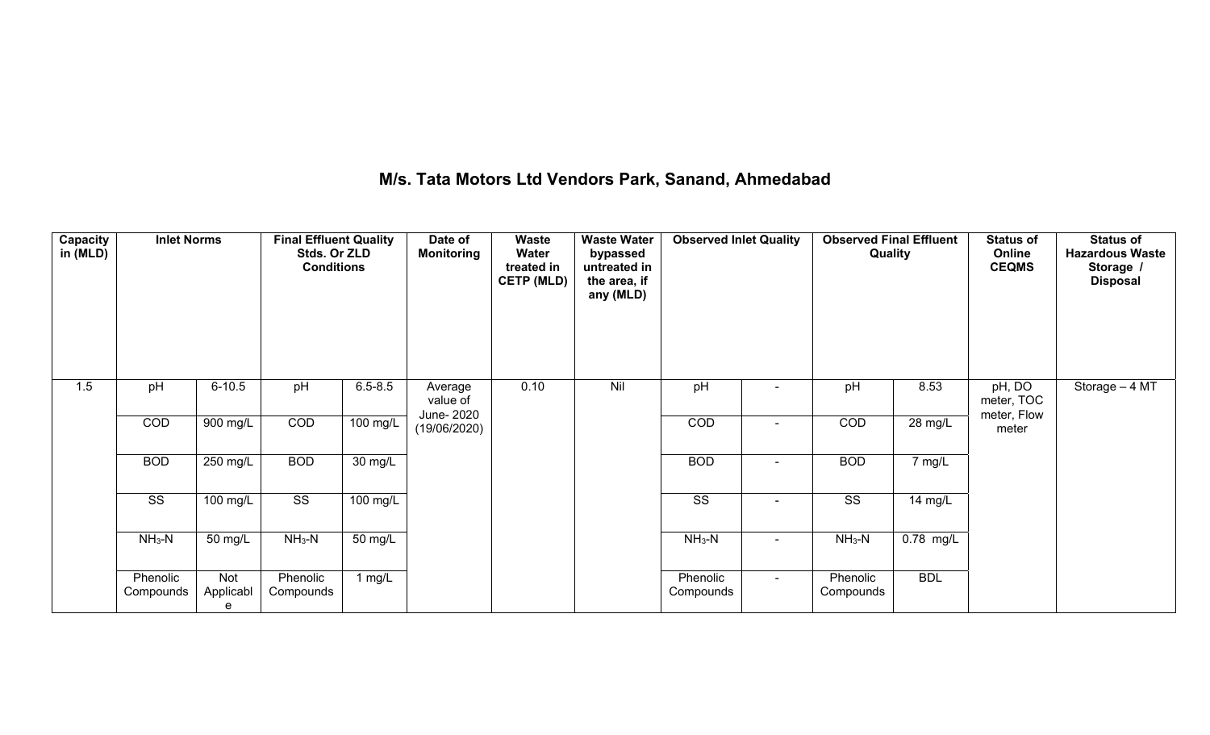## M/s. Tata Motors Ltd Vendors Park, Sanand, Ahmedabad

| Capacity in (MLD) | Inlet Norms | | Final Effluent Quality Stds. Or ZLD Conditions | | Date of Monitoring | Waste Water treated in CETP (MLD) | Waste Water bypassed untreated in the area, if any (MLD) | Observed Inlet Quality | | Observed Final Effluent Quality | | Status of Online CEQMS | Status of Hazardous Waste Storage / Disposal |
|---|---|---|---|---|---|---|---|---|---|---|---|---|---|
| 1.5 | pH | 6-10.5 | pH | 6.5-8.5 | Average value of June- 2020 (19/06/2020) | 0.10 | Nil | pH | - | pH | 8.53 | pH, DO meter, TOC meter, Flow meter | Storage – 4 MT |
| | COD | 900 mg/L | COD | 100 mg/L | | | | COD | - | COD | 28 mg/L | | |
| | BOD | 250 mg/L | BOD | 30 mg/L | | | | BOD | - | BOD | 7 mg/L | | |
| | SS | 100 mg/L | SS | 100 mg/L | | | | SS | - | SS | 14 mg/L | | |
| | $NH_3$-N | 50 mg/L | $NH_3$-N | 50 mg/L | | | | $NH_3$-N | - | $NH_3$-N | 0.78 mg/L | | |
| | Phenolic Compounds | Not Applicable | Phenolic Compounds | 1 mg/L | | | | Phenolic Compounds | - | Phenolic Compounds | BDL | | |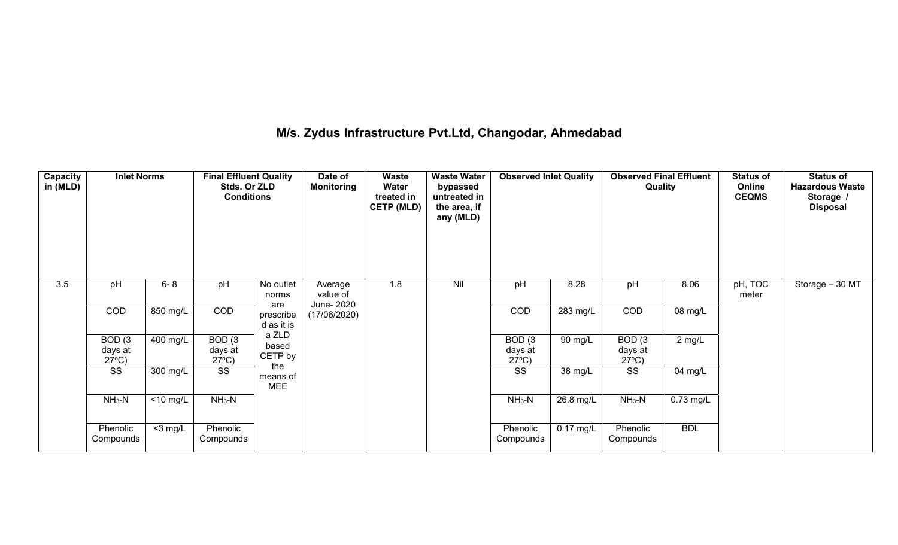# M/s. Zydus Infrastructure Pvt.Ltd, Changodar, Ahmedabad

| Capacity in (MLD) | Inlet Norms | | Final Effluent Quality Stds. Or ZLD Conditions | | Date of Monitoring | Waste Water treated in CETP (MLD) | Waste Water bypassed untreated in the area, if any (MLD) | Observed Inlet Quality | | Observed Final Effluent Quality | | Status of Online CEQMS | Status of Hazardous Waste Storage / Disposal |
|---|---|---|---|---|---|---|---|---|---|---|---|---|---|
| 3.5 | pH | 6- 8 | pH | No outlet norms are prescribed as it is a ZLD based CETP by the means of MEE | Average value of June- 2020 (17/06/2020) | 1.8 | Nil | pH | 8.28 | pH | 8.06 | pH, TOC meter | Storage – 30 MT |
| | COD | 850 mg/L | COD | | | | | COD | 283 mg/L | COD | 08 mg/L | | |
| | BOD (3 days at 27°C) | 400 mg/L | BOD (3 days at 27°C) | | | | | BOD (3 days at 27°C) | 90 mg/L | BOD (3 days at 27°C) | 2 mg/L | | |
| | SS | 300 mg/L | SS | | | | | SS | 38 mg/L | SS | 04 mg/L | | |
| | $NH_3$-N | <10 mg/L | $NH_3$-N | | | | | $NH_3$-N | 26.8 mg/L | $NH_3$-N | 0.73 mg/L | | |
| | Phenolic Compounds | <3 mg/L | Phenolic Compounds | | | | | Phenolic Compounds | 0.17 mg/L | Phenolic Compounds | BDL | | |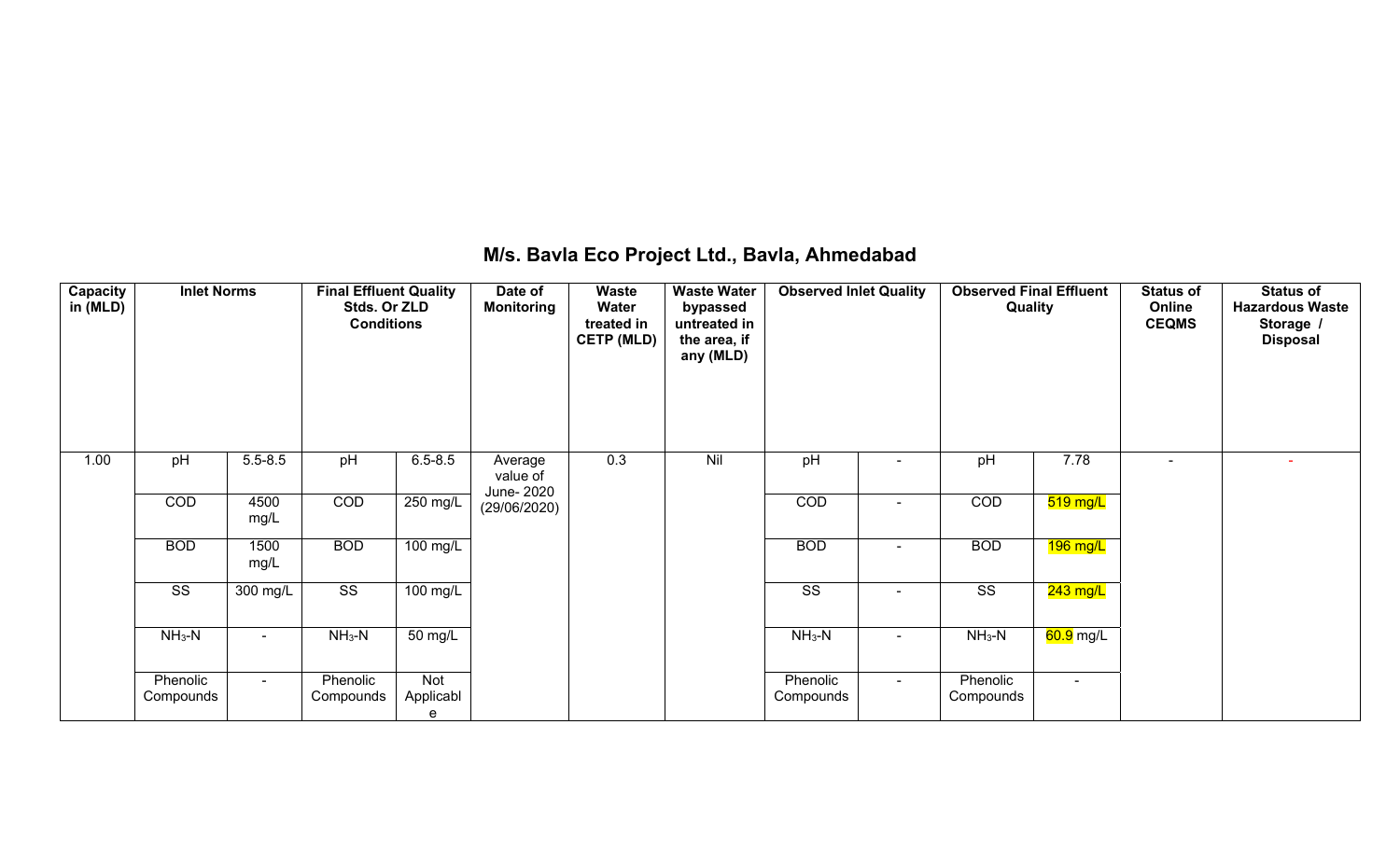# M/s. Bavla Eco Project Ltd., Bavla, Ahmedabad

| Capacity in (MLD) | Inlet Norms | | Final Effluent Quality Stds. Or ZLD Conditions | | Date of Monitoring | Waste Water treated in CETP (MLD) | Waste Water bypassed untreated in the area, if any (MLD) | Observed Inlet Quality | | Observed Final Effluent Quality | | Status of Online CEQMS | Status of Hazardous Waste Storage / Disposal |
|---|---|---|---|---|---|---|---|---|---|---|---|---|---|
| 1.00 | pH | 5.5-8.5 | pH | 6.5-8.5 | Average value of June- 2020 (29/06/2020) | 0.3 | Nil | pH | - | pH | 7.78 | - | - |
| | COD | 4500 mg/L | COD | 250 mg/L | | | | COD | - | COD | 519 mg/L | | |
| | BOD | 1500 mg/L | BOD | 100 mg/L | | | | BOD | - | BOD | 196 mg/L | | |
| | SS | 300 mg/L | SS | 100 mg/L | | | | SS | - | SS | 243 mg/L | | |
| | $NH_3$-N | - | $NH_3$-N | 50 mg/L | | | | $NH_3$-N | - | $NH_3$-N | 60.9 mg/L | | |
| | Phenolic Compounds | - | Phenolic Compounds | Not Applicable | | | | Phenolic Compounds | - | Phenolic Compounds | - | | |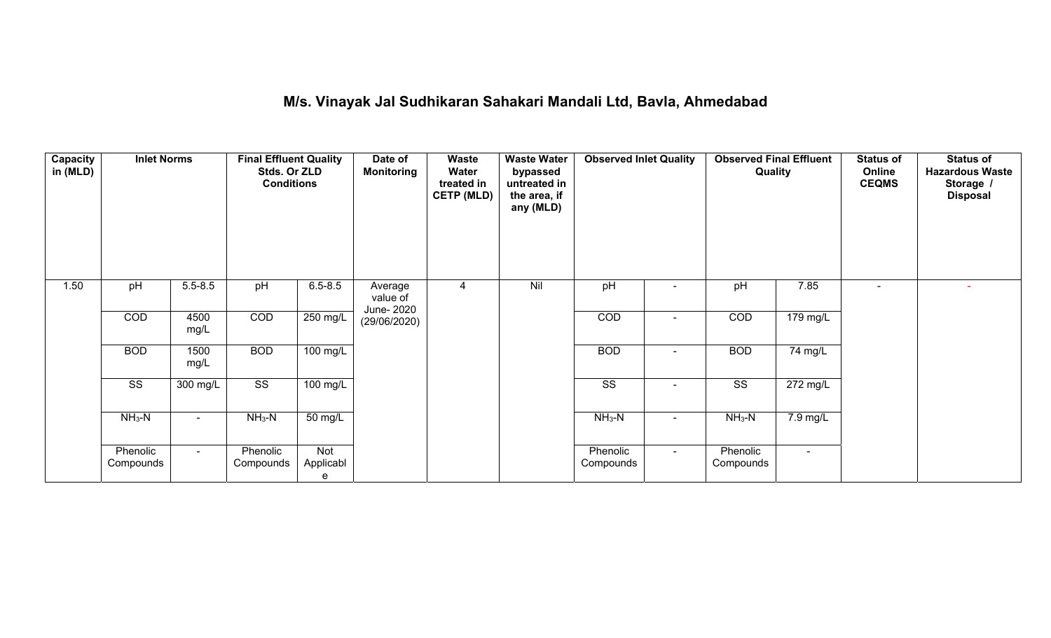# M/s. Vinayak Jal Sudhikaran Sahakari Mandali Ltd, Bavla, Ahmedabad

| Capacity in (MLD) | Inlet Norms | | Final Effluent Quality Stds. Or ZLD Conditions | | Date of Monitoring | Waste Water treated in CETP (MLD) | Waste Water bypassed untreated in the area, if any (MLD) | Observed Inlet Quality | | Observed Final Effluent Quality | | Status of Online CEQMS | Status of Hazardous Waste Storage / Disposal |
|---|---|---|---|---|---|---|---|---|---|---|---|---|---|
| 1.50 | pH | 5.5-8.5 | pH | 6.5-8.5 | Average value of June- 2020 (29/06/2020) | 4 | Nil | pH | - | pH | 7.85 | - | - |
| | COD | 4500 mg/L | COD | 250 mg/L | | | | COD | - | COD | 179 mg/L | | |
| | BOD | 1500 mg/L | BOD | 100 mg/L | | | | BOD | - | BOD | 74 mg/L | | |
| | SS | 300 mg/L | SS | 100 mg/L | | | | SS | - | SS | 272 mg/L | | |
| | $NH_3$-N | - | $NH_3$-N | 50 mg/L | | | | $NH_3$-N | - | $NH_3$-N | 7.9 mg/L | | |
| | Phenolic Compounds | - | Phenolic Compounds | Not Applicable | | | | Phenolic Compounds | - | Phenolic Compounds | - | | |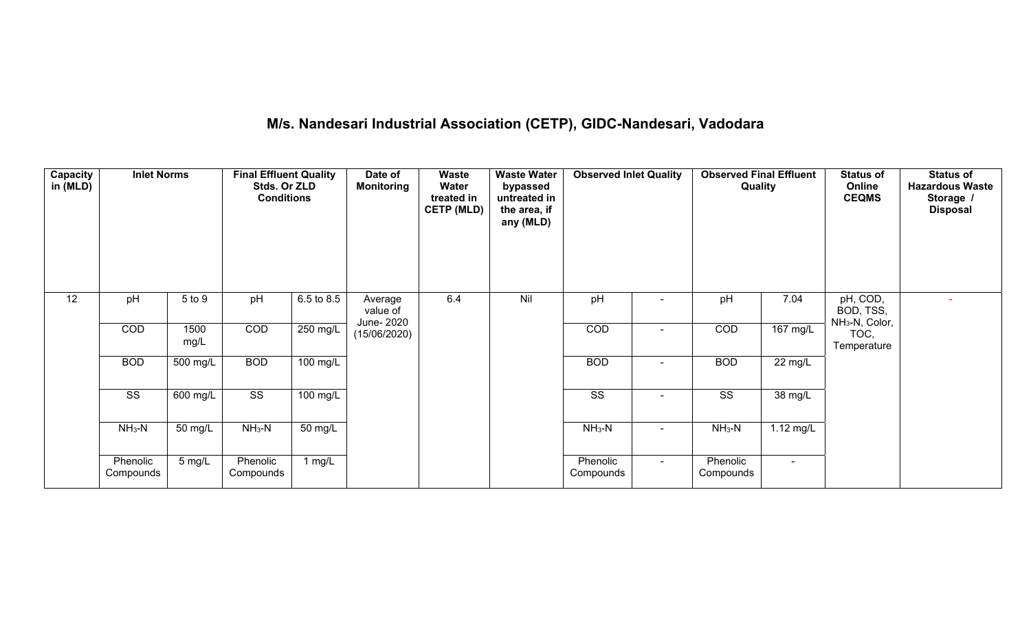# M/s. Nandesari Industrial Association (CETP), GIDC-Nandesari, Vadodara

| Capacity in (MLD) | Inlet Norms | | Final Effluent Quality Stds. Or ZLD Conditions | | Date of Monitoring | Waste Water treated in CETP (MLD) | Waste Water bypassed untreated in the area, if any (MLD) | Observed Inlet Quality | | Observed Final Effluent Quality | | Status of Online CEQMS | Status of Hazardous Waste Storage / Disposal |
|---|---|---|---|---|---|---|---|---|---|---|---|---|---|
| 12 | pH | 5 to 9 | pH | 6.5 to 8.5 | Average value of June- 2020 (15/06/2020) | 6.4 | Nil | pH | - | pH | 7.04 | pH, COD, BOD, TSS, $NH_3$-N, Color, TOC, Temperature | - |
| | COD | 1500 mg/L | COD | 250 mg/L | | | | COD | - | COD | 167 mg/L | | |
| | BOD | 500 mg/L | BOD | 100 mg/L | | | | BOD | - | BOD | 22 mg/L | | |
| | SS | 600 mg/L | SS | 100 mg/L | | | | SS | - | SS | 38 mg/L | | |
| | $NH_3$-N | 50 mg/L | $NH_3$-N | 50 mg/L | | | | $NH_3$-N | - | $NH_3$-N | 1.12 mg/L | | |
| | Phenolic Compounds | 5 mg/L | Phenolic Compounds | 1 mg/L | | | | Phenolic Compounds | - | Phenolic Compounds | - | | |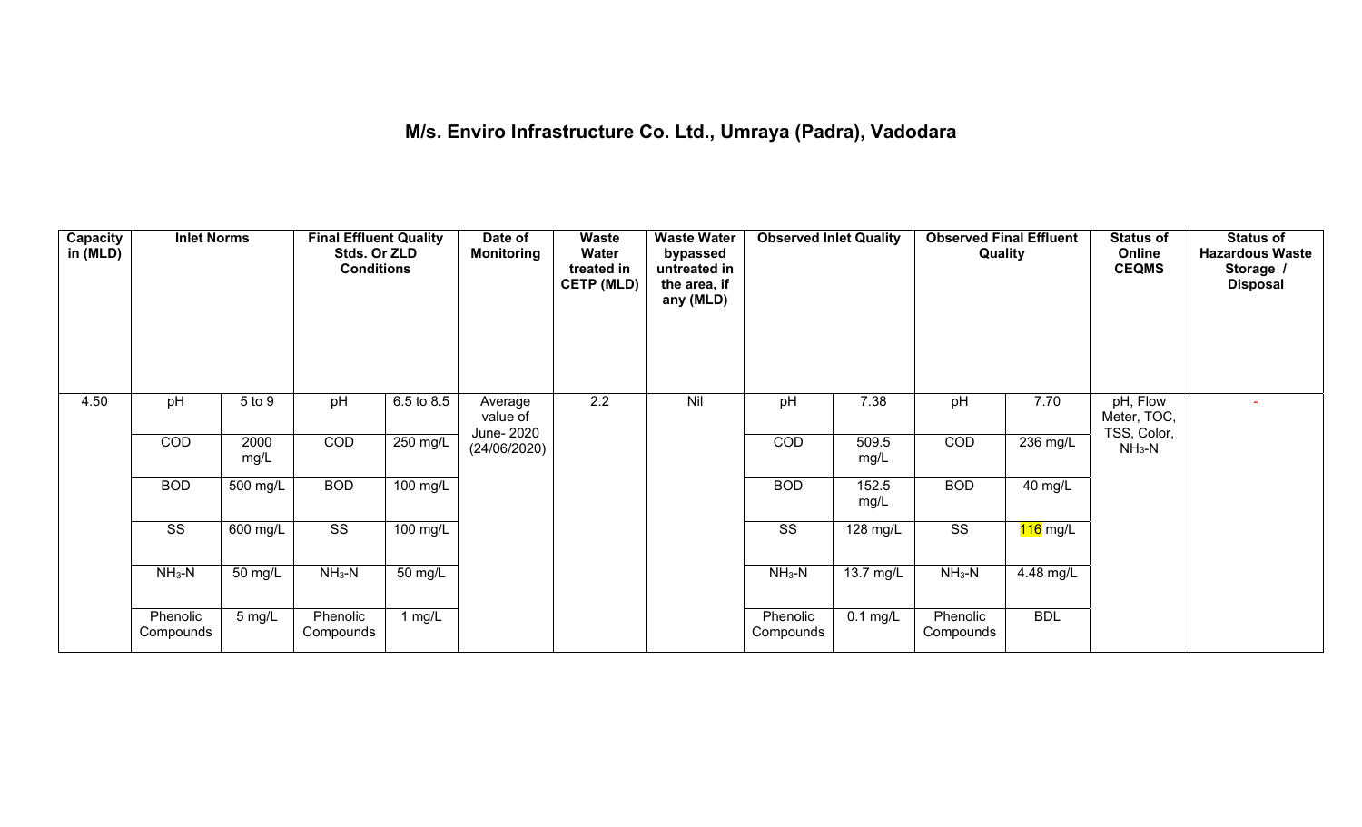# M/s. Enviro Infrastructure Co. Ltd., Umraya (Padra), Vadodara

| Capacity in (MLD) | Inlet Norms | | Final Effluent Quality Stds. Or ZLD Conditions | | Date of Monitoring | Waste Water treated in CETP (MLD) | Waste Water bypassed untreated in the area, if any (MLD) | Observed Inlet Quality | | Observed Final Effluent Quality | | Status of Online CEQMS | Status of Hazardous Waste Storage / Disposal |
|---|---|---|---|---|---|---|---|---|---|---|---|---|---|
| 4.50 | pH | 5 to 9 | pH | 6.5 to 8.5 | Average value of June- 2020 (24/06/2020) | 2.2 | Nil | pH | 7.38 | pH | 7.70 | pH, Flow Meter, TOC, TSS, Color, $NH_3$-N | - |
| | COD | 2000 mg/L | COD | 250 mg/L | | | | COD | 509.5 mg/L | COD | 236 mg/L | | |
| | BOD | 500 mg/L | BOD | 100 mg/L | | | | BOD | 152.5 mg/L | BOD | 40 mg/L | | |
| | SS | 600 mg/L | SS | 100 mg/L | | | | SS | 128 mg/L | SS | 116 mg/L | | |
| | $NH_3$-N | 50 mg/L | $NH_3$-N | 50 mg/L | | | | $NH_3$-N | 13.7 mg/L | $NH_3$-N | 4.48 mg/L | | |
| | Phenolic Compounds | 5 mg/L | Phenolic Compounds | 1 mg/L | | | | Phenolic Compounds | 0.1 mg/L | Phenolic Compounds | BDL | | |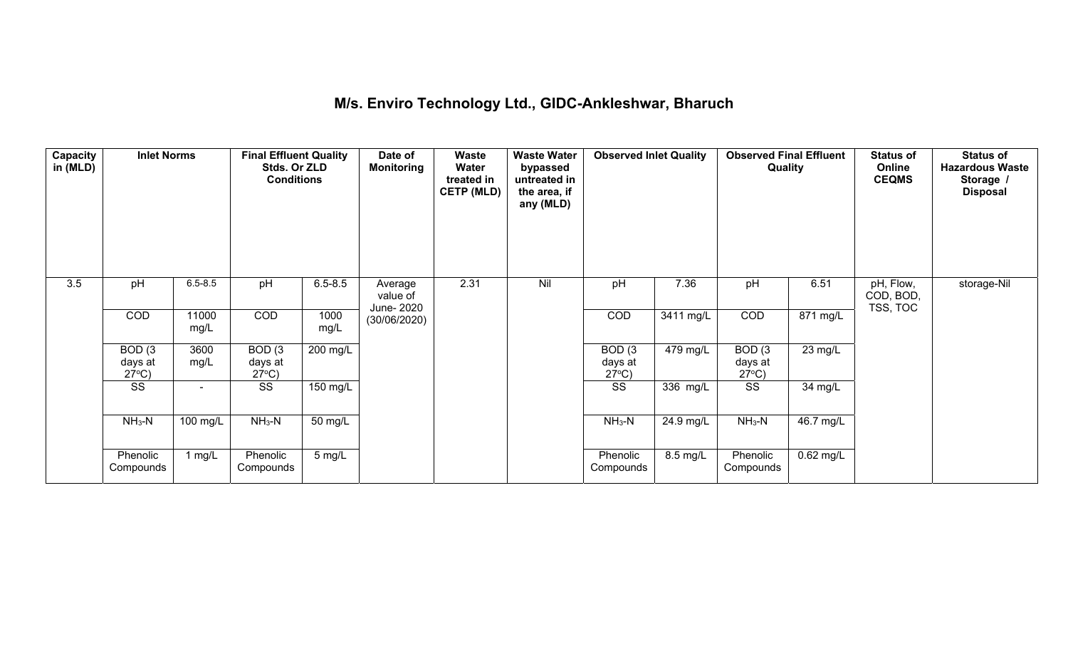# M/s. Enviro Technology Ltd., GIDC-Ankleshwar, Bharuch

| Capacity in (MLD) | Inlet Norms | | Final Effluent Quality Stds. Or ZLD Conditions | | Date of Monitoring | Waste Water treated in CETP (MLD) | Waste Water bypassed untreated in the area, if any (MLD) | Observed Inlet Quality | | Observed Final Effluent Quality | | Status of Online CEQMS | Status of Hazardous Waste Storage / Disposal |
|---|---|---|---|---|---|---|---|---|---|---|---|---|---|
| 3.5 | pH | 6.5-8.5 | pH | 6.5-8.5 | Average value of June- 2020 (30/06/2020) | 2.31 | Nil | pH | 7.36 | pH | 6.51 | pH, Flow, COD, BOD, TSS, TOC | storage-Nil |
| | COD | 11000 mg/L | COD | 1000 mg/L | | | | COD | 3411 mg/L | COD | 871 mg/L | | |
| | BOD (3 days at 27°C) | 3600 mg/L | BOD (3 days at 27°C) | 200 mg/L | | | | BOD (3 days at 27°C) | 479 mg/L | BOD (3 days at 27°C) | 23 mg/L | | |
| | SS | - | SS | 150 mg/L | | | | SS | 336 mg/L | SS | 34 mg/L | | |
| | $NH_3$-N | 100 mg/L | $NH_3$-N | 50 mg/L | | | | $NH_3$-N | 24.9 mg/L | $NH_3$-N | 46.7 mg/L | | |
| | Phenolic Compounds | 1 mg/L | Phenolic Compounds | 5 mg/L | | | | Phenolic Compounds | 8.5 mg/L | Phenolic Compounds | 0.62 mg/L | | |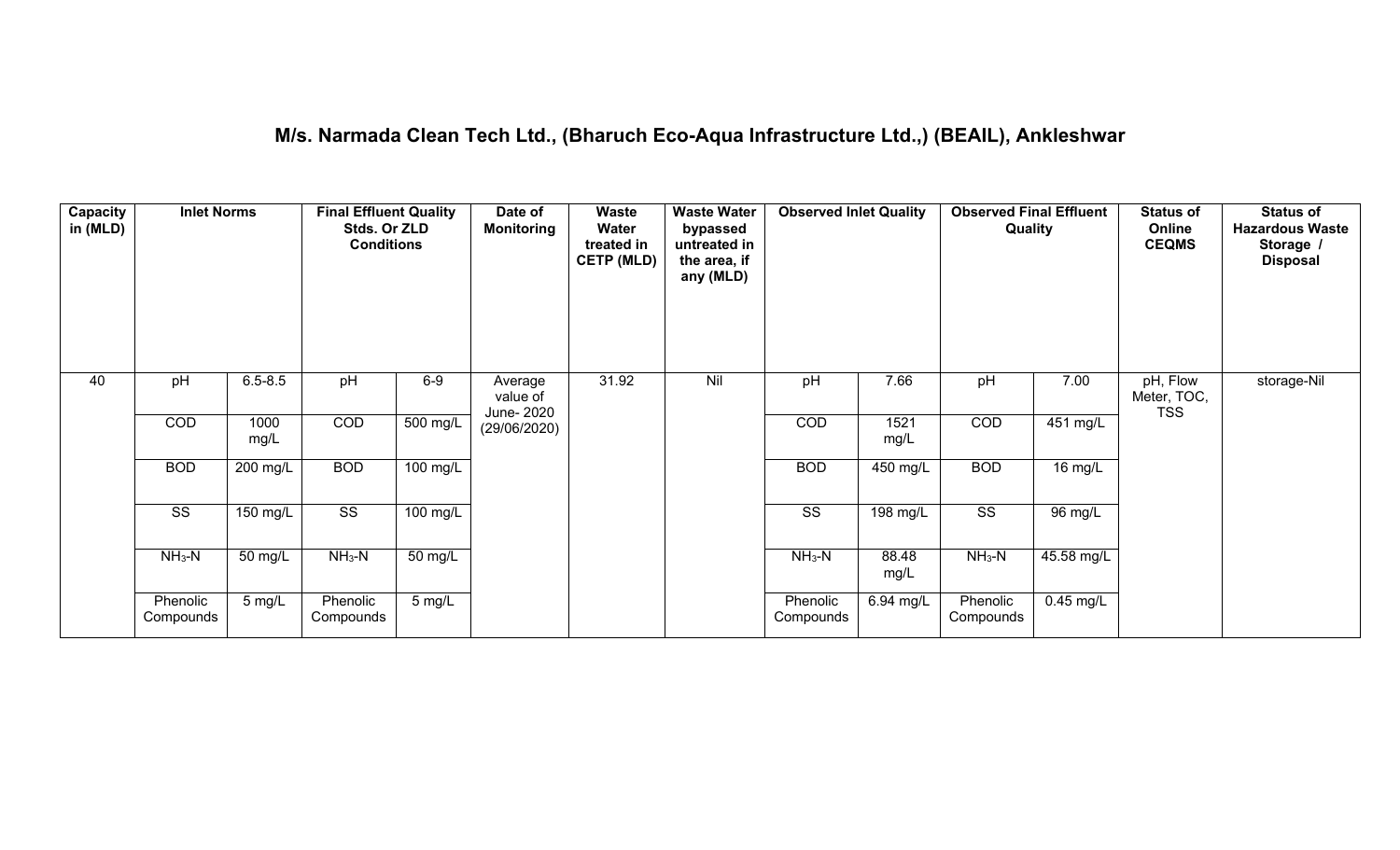## M/s. Narmada Clean Tech Ltd., (Bharuch Eco-Aqua Infrastructure Ltd.,) (BEAIL), Ankleshwar

| Capacity in (MLD) | Inlet Norms | | Final Effluent Quality Stds. Or ZLD Conditions | | Date of Monitoring | Waste Water treated in CETP (MLD) | Waste Water bypassed untreated in the area, if any (MLD) | Observed Inlet Quality | | Observed Final Effluent Quality | | Status of Online CEQMS | Status of Hazardous Waste Storage / Disposal |
|---|---|---|---|---|---|---|---|---|---|---|---|---|---|
| 40 | pH | 6.5-8.5 | pH | 6-9 | Average value of June- 2020 (29/06/2020) | 31.92 | Nil | pH | 7.66 | pH | 7.00 | pH, Flow Meter, TOC, TSS | storage-Nil |
| | COD | 1000 mg/L | COD | 500 mg/L | | | | COD | 1521 mg/L | COD | 451 mg/L | | |
| | BOD | 200 mg/L | BOD | 100 mg/L | | | | BOD | 450 mg/L | BOD | 16 mg/L | | |
| | SS | 150 mg/L | SS | 100 mg/L | | | | SS | 198 mg/L | SS | 96 mg/L | | |
| | $NH_3$-N | 50 mg/L | $NH_3$-N | 50 mg/L | | | | $NH_3$-N | 88.48 mg/L | $NH_3$-N | 45.58 mg/L | | |
| | Phenolic Compounds | 5 mg/L | Phenolic Compounds | 5 mg/L | | | | Phenolic Compounds | 6.94 mg/L | Phenolic Compounds | 0.45 mg/L | | |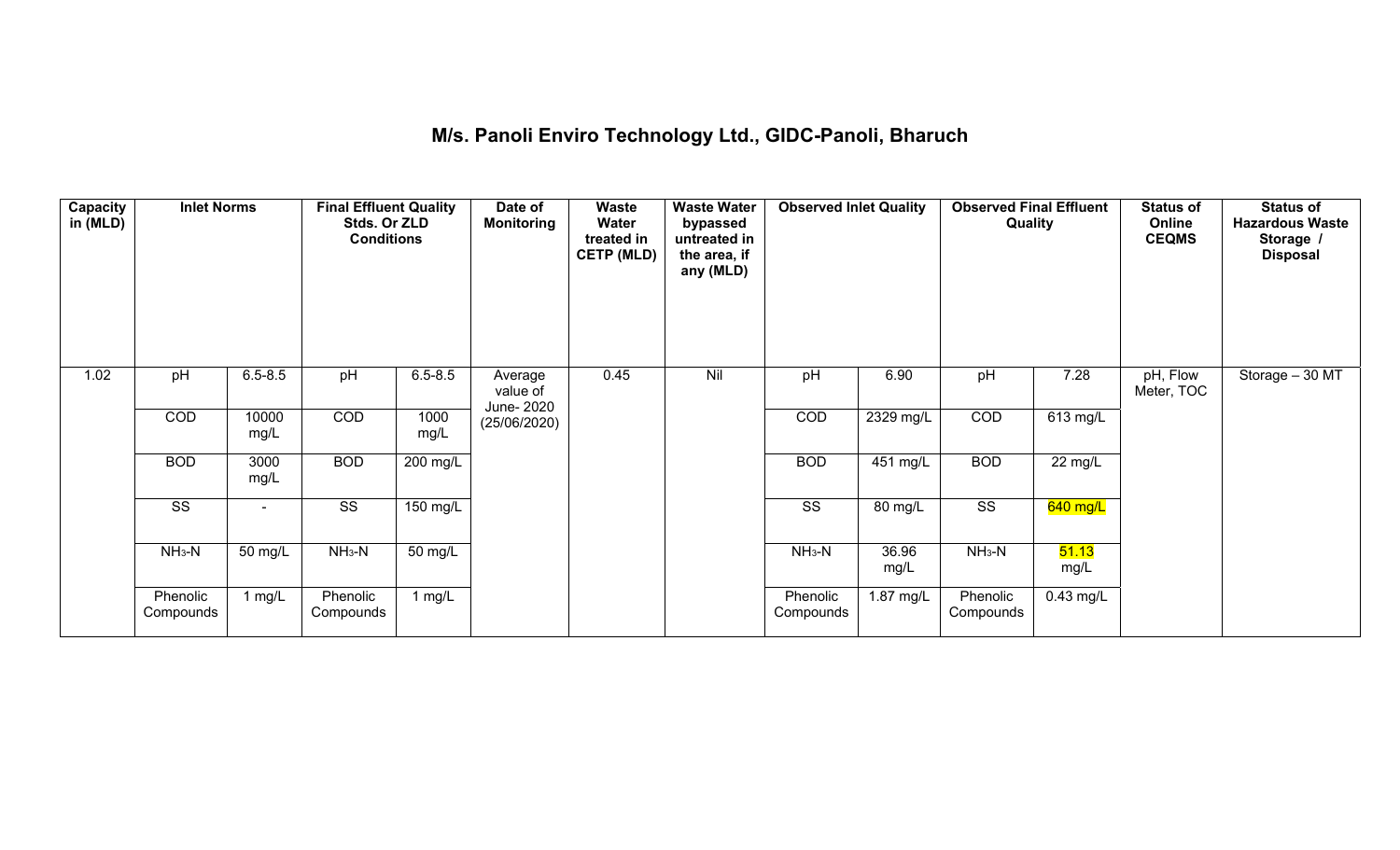# M/s. Panoli Enviro Technology Ltd., GIDC-Panoli, Bharuch

| Capacity in (MLD) | Inlet Norms | | Final Effluent Quality Stds. Or ZLD Conditions | | Date of Monitoring | Waste Water treated in CETP (MLD) | Waste Water bypassed untreated in the area, if any (MLD) | Observed Inlet Quality | | Observed Final Effluent Quality | | Status of Online CEQMS | Status of Hazardous Waste Storage / Disposal |
|---|---|---|---|---|---|---|---|---|---|---|---|---|---|
| 1.02 | pH | 6.5-8.5 | pH | 6.5-8.5 | Average value of June- 2020 (25/06/2020) | 0.45 | Nil | pH | 6.90 | pH | 7.28 | pH, Flow Meter, TOC | Storage – 30 MT |
| | COD | 10000 mg/L | COD | 1000 mg/L | | | | COD | 2329 mg/L | COD | 613 mg/L | | |
| | BOD | 3000 mg/L | BOD | 200 mg/L | | | | BOD | 451 mg/L | BOD | 22 mg/L | | |
| | SS | - | SS | 150 mg/L | | | | SS | 80 mg/L | SS | 640 mg/L | | |
| | $NH_3$-N | 50 mg/L | $NH_3$-N | 50 mg/L | | | | $NH_3$-N | 36.96 mg/L | $NH_3$-N | 51.13 mg/L | | |
| | Phenolic Compounds | 1 mg/L | Phenolic Compounds | 1 mg/L | | | | Phenolic Compounds | 1.87 mg/L | Phenolic Compounds | 0.43 mg/L | | |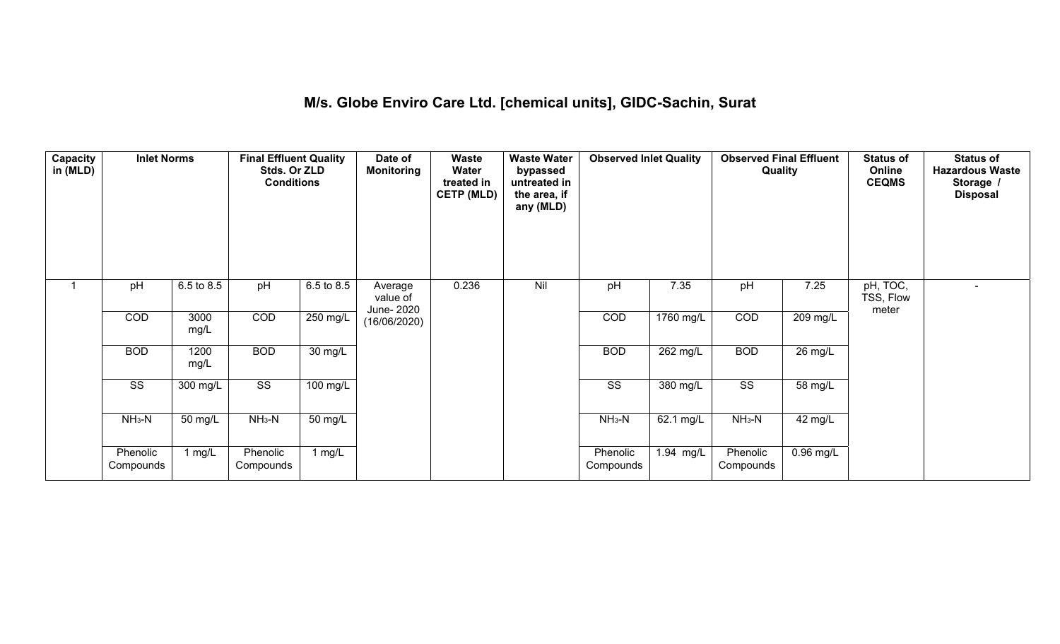## M/s. Globe Enviro Care Ltd. [chemical units], GIDC-Sachin, Surat

| Capacity in (MLD) | Inlet Norms | | Final Effluent Quality Stds. Or ZLD Conditions | | Date of Monitoring | Waste Water treated in CETP (MLD) | Waste Water bypassed untreated in the area, if any (MLD) | Observed Inlet Quality | | Observed Final Effluent Quality | | Status of Online CEQMS | Status of Hazardous Waste Storage / Disposal |
|---|---|---|---|---|---|---|---|---|---|---|---|---|---|
| 1 | pH | 6.5 to 8.5 | pH | 6.5 to 8.5 | Average value of June- 2020 (16/06/2020) | 0.236 | Nil | pH | 7.35 | pH | 7.25 | pH, TOC, TSS, Flow meter | - |
| | COD | 3000 mg/L | COD | 250 mg/L | | | | COD | 1760 mg/L | COD | 209 mg/L | | |
| | BOD | 1200 mg/L | BOD | 30 mg/L | | | | BOD | 262 mg/L | BOD | 26 mg/L | | |
| | SS | 300 mg/L | SS | 100 mg/L | | | | SS | 380 mg/L | SS | 58 mg/L | | |
| | $NH_3$-N | 50 mg/L | $NH_3$-N | 50 mg/L | | | | $NH_3$-N | 62.1 mg/L | $NH_3$-N | 42 mg/L | | |
| | Phenolic Compounds | 1 mg/L | Phenolic Compounds | 1 mg/L | | | | Phenolic Compounds | 1.94 mg/L | Phenolic Compounds | 0.96 mg/L | | |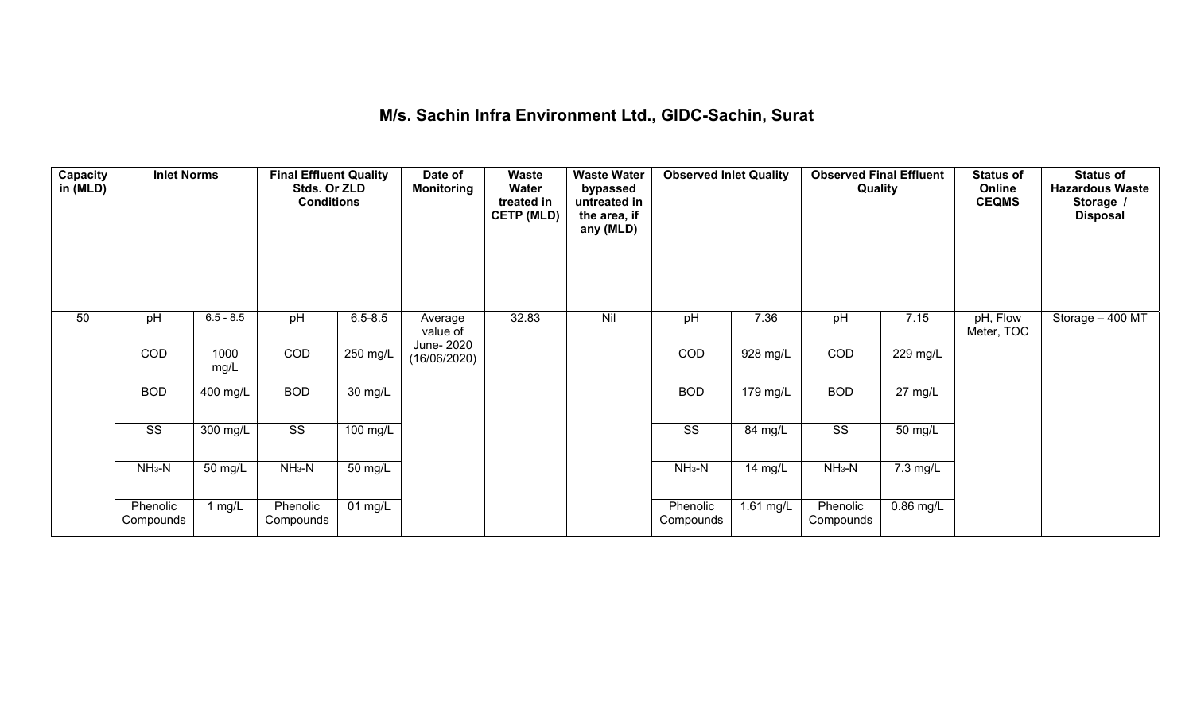## M/s. Sachin Infra Environment Ltd., GIDC-Sachin, Surat

| Capacity in (MLD) | Inlet Norms | | Final Effluent Quality Stds. Or ZLD Conditions | | Date of Monitoring | Waste Water treated in CETP (MLD) | Waste Water bypassed untreated in the area, if any (MLD) | Observed Inlet Quality | | Observed Final Effluent Quality | | Status of Online CEQMS | Status of Hazardous Waste Storage / Disposal |
|---|---|---|---|---|---|---|---|---|---|---|---|---|---|
| 50 | pH | 6.5 - 8.5 | pH | 6.5-8.5 | Average value of June- 2020 (16/06/2020) | 32.83 | Nil | pH | 7.36 | pH | 7.15 | pH, Flow Meter, TOC | Storage – 400 MT |
| | COD | 1000 mg/L | COD | 250 mg/L | | | | COD | 928 mg/L | COD | 229 mg/L | | |
| | BOD | 400 mg/L | BOD | 30 mg/L | | | | BOD | 179 mg/L | BOD | 27 mg/L | | |
| | SS | 300 mg/L | SS | 100 mg/L | | | | SS | 84 mg/L | SS | 50 mg/L | | |
| | $NH_3$-N | 50 mg/L | $NH_3$-N | 50 mg/L | | | | $NH_3$-N | 14 mg/L | $NH_3$-N | 7.3 mg/L | | |
| | Phenolic Compounds | 1 mg/L | Phenolic Compounds | 01 mg/L | | | | Phenolic Compounds | 1.61 mg/L | Phenolic Compounds | 0.86 mg/L | | |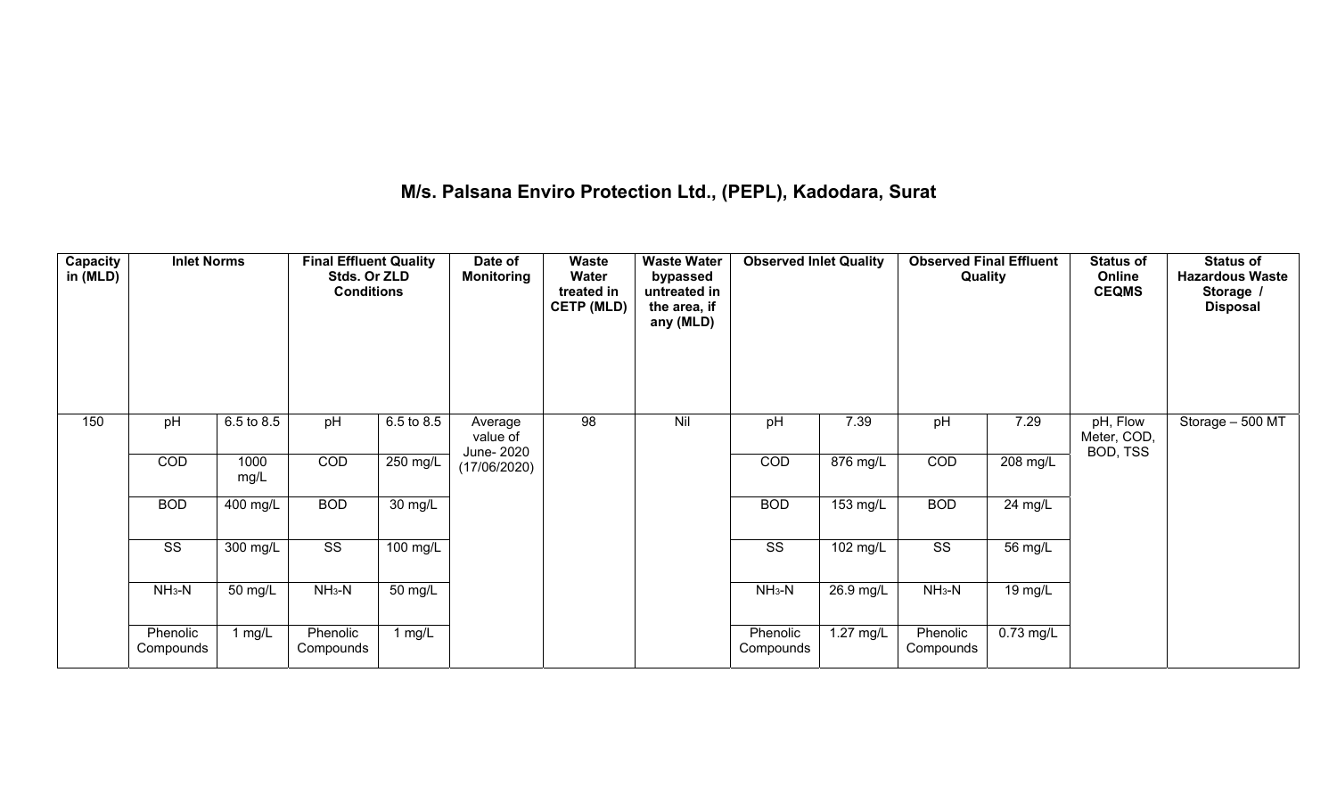## M/s. Palsana Enviro Protection Ltd., (PEPL), Kadodara, Surat

| Capacity in (MLD) | Inlet Norms | | Final Effluent Quality Stds. Or ZLD Conditions | | Date of Monitoring | Waste Water treated in CETP (MLD) | Waste Water bypassed untreated in the area, if any (MLD) | Observed Inlet Quality | | Observed Final Effluent Quality | | Status of Online CEQMS | Status of Hazardous Waste Storage / Disposal |
|---|---|---|---|---|---|---|---|---|---|---|---|---|---|
| 150 | pH | 6.5 to 8.5 | pH | 6.5 to 8.5 | Average value of June- 2020 (17/06/2020) | 98 | Nil | pH | 7.39 | pH | 7.29 | pH, Flow Meter, COD, BOD, TSS | Storage – 500 MT |
| | COD | 1000 mg/L | COD | 250 mg/L | | | | COD | 876 mg/L | COD | 208 mg/L | | |
| | BOD | 400 mg/L | BOD | 30 mg/L | | | | BOD | 153 mg/L | BOD | 24 mg/L | | |
| | SS | 300 mg/L | SS | 100 mg/L | | | | SS | 102 mg/L | SS | 56 mg/L | | |
| | $NH_3$-N | 50 mg/L | $NH_3$-N | 50 mg/L | | | | $NH_3$-N | 26.9 mg/L | $NH_3$-N | 19 mg/L | | |
| | Phenolic Compounds | 1 mg/L | Phenolic Compounds | 1 mg/L | | | | Phenolic Compounds | 1.27 mg/L | Phenolic Compounds | 0.73 mg/L | | |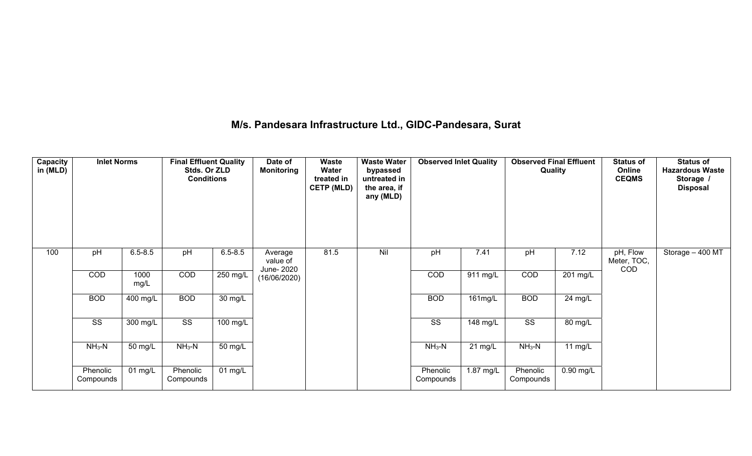## M/s. Pandesara Infrastructure Ltd., GIDC-Pandesara, Surat

| Capacity in (MLD) | Inlet Norms | | Final Effluent Quality Stds. Or ZLD Conditions | | Date of Monitoring | Waste Water treated in CETP (MLD) | Waste Water bypassed untreated in the area, if any (MLD) | Observed Inlet Quality | | Observed Final Effluent Quality | | Status of Online CEQMS | Status of Hazardous Waste Storage / Disposal |
|---|---|---|---|---|---|---|---|---|---|---|---|---|---|
| 100 | pH | 6.5-8.5 | pH | 6.5-8.5 | Average value of June- 2020 (16/06/2020) | 81.5 | Nil | pH | 7.41 | pH | 7.12 | pH, Flow Meter, TOC, COD | Storage – 400 MT |
| | COD | 1000 mg/L | COD | 250 mg/L | | | | COD | 911 mg/L | COD | 201 mg/L | | |
| | BOD | 400 mg/L | BOD | 30 mg/L | | | | BOD | 161mg/L | BOD | 24 mg/L | | |
| | SS | 300 mg/L | SS | 100 mg/L | | | | SS | 148 mg/L | SS | 80 mg/L | | |
| | $NH_3$-N | 50 mg/L | $NH_3$-N | 50 mg/L | | | | $NH_3$-N | 21 mg/L | $NH_3$-N | 11 mg/L | | |
| | Phenolic Compounds | 01 mg/L | Phenolic Compounds | 01 mg/L | | | | Phenolic Compounds | 1.87 mg/L | Phenolic Compounds | 0.90 mg/L | | |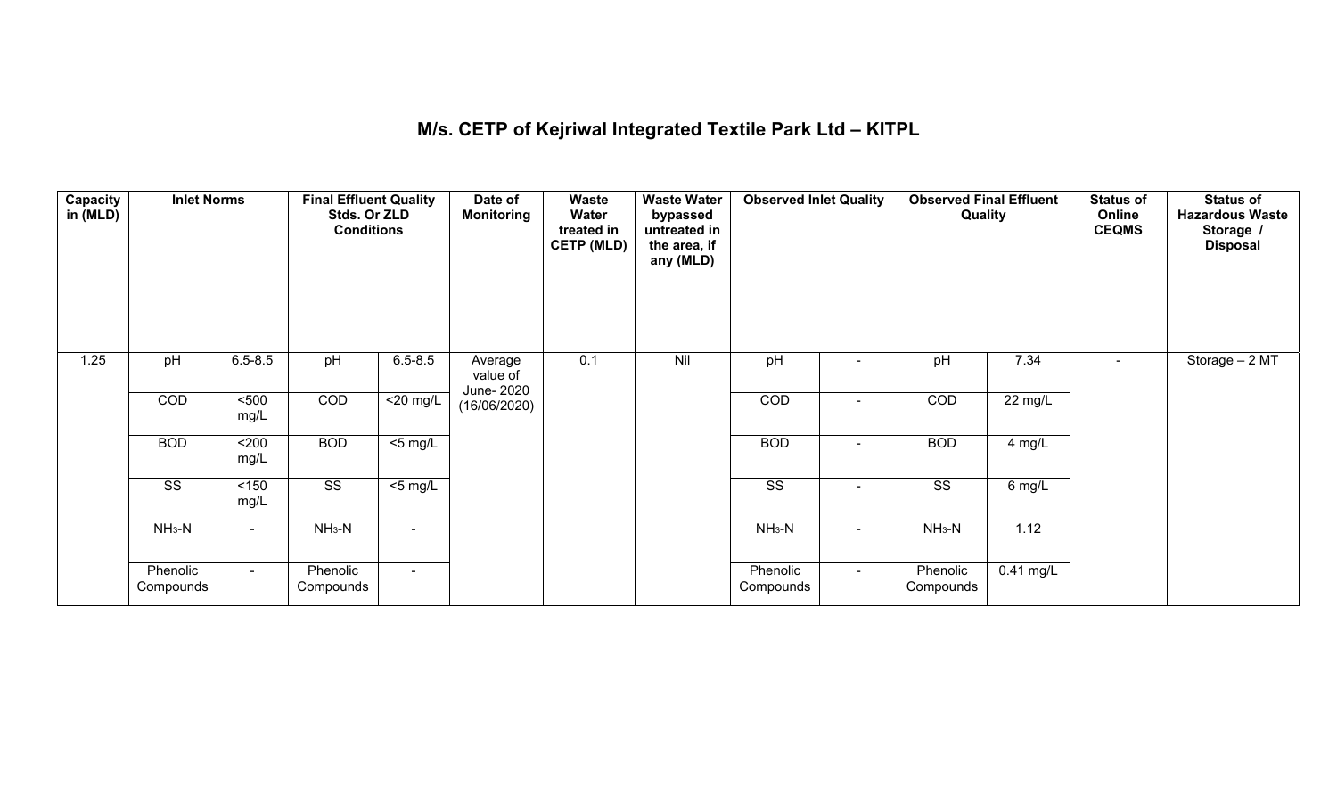# M/s. CETP of Kejriwal Integrated Textile Park Ltd – KITPL

| Capacity in (MLD) | Inlet Norms | | Final Effluent Quality Stds. Or ZLD Conditions | | Date of Monitoring | Waste Water treated in CETP (MLD) | Waste Water bypassed untreated in the area, if any (MLD) | Observed Inlet Quality | | Observed Final Effluent Quality | | Status of Online CEQMS | Status of Hazardous Waste Storage / Disposal |
|---|---|---|---|---|---|---|---|---|---|---|---|---|---|
| 1.25 | pH | 6.5-8.5 | pH | 6.5-8.5 | Average value of June- 2020 (16/06/2020) | 0.1 | Nil | pH | - | pH | 7.34 | - | Storage – 2 MT |
| | COD | <500 mg/L | COD | <20 mg/L | | | | COD | - | COD | 22 mg/L | | |
| | BOD | <200 mg/L | BOD | <5 mg/L | | | | BOD | - | BOD | 4 mg/L | | |
| | SS | <150 mg/L | SS | <5 mg/L | | | | SS | - | SS | 6 mg/L | | |
| | $NH_3$-N | - | $NH_3$-N | - | | | | $NH_3$-N | - | $NH_3$-N | 1.12 | | |
| | Phenolic Compounds | - | Phenolic Compounds | - | | | | Phenolic Compounds | - | Phenolic Compounds | 0.41 mg/L | | |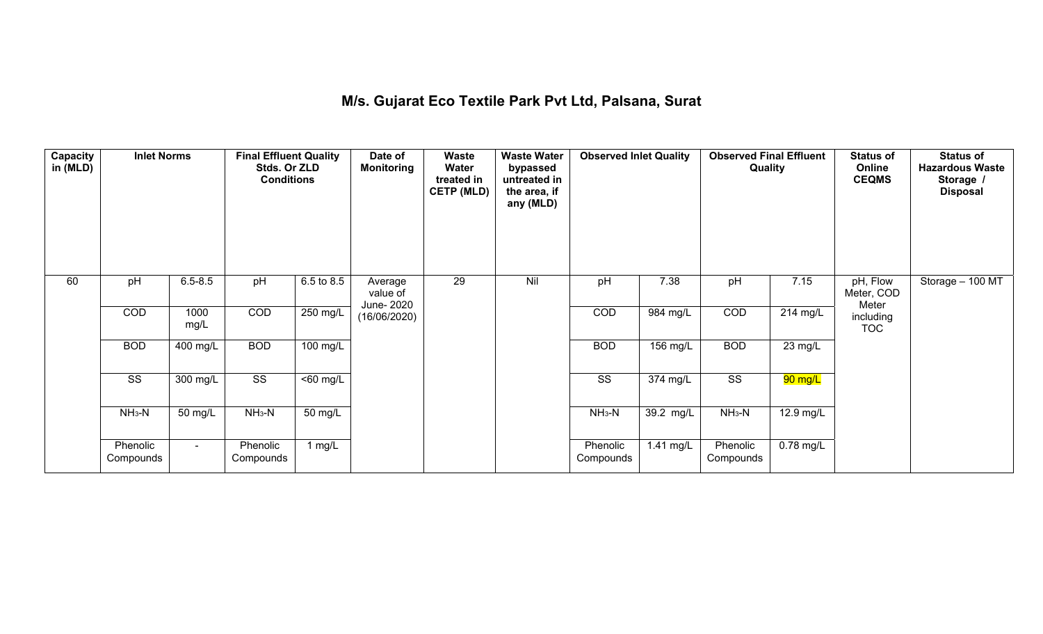# M/s. Gujarat Eco Textile Park Pvt Ltd, Palsana, Surat

| Capacity in (MLD) | Inlet Norms | | Final Effluent Quality Stds. Or ZLD Conditions | | Date of Monitoring | Waste Water treated in CETP (MLD) | Waste Water bypassed untreated in the area, if any (MLD) | Observed Inlet Quality | | Observed Final Effluent Quality | | Status of Online CEQMS | Status of Hazardous Waste Storage / Disposal |
|---|---|---|---|---|---|---|---|---|---|---|---|---|---|
| 60 | pH | 6.5-8.5 | pH | 6.5 to 8.5 | Average value of June- 2020 (16/06/2020) | 29 | Nil | pH | 7.38 | pH | 7.15 | pH, Flow Meter, COD Meter including TOC | Storage – 100 MT |
| | COD | 1000 mg/L | COD | 250 mg/L | | | | COD | 984 mg/L | COD | 214 mg/L | | |
| | BOD | 400 mg/L | BOD | 100 mg/L | | | | BOD | 156 mg/L | BOD | 23 mg/L | | |
| | SS | 300 mg/L | SS | <60 mg/L | | | | SS | 374 mg/L | SS | 90 mg/L | | |
| | $NH_3$-N | 50 mg/L | $NH_3$-N | 50 mg/L | | | | $NH_3$-N | 39.2 mg/L | $NH_3$-N | 12.9 mg/L | | |
| | Phenolic Compounds | - | Phenolic Compounds | 1 mg/L | | | | Phenolic Compounds | 1.41 mg/L | Phenolic Compounds | 0.78 mg/L | | |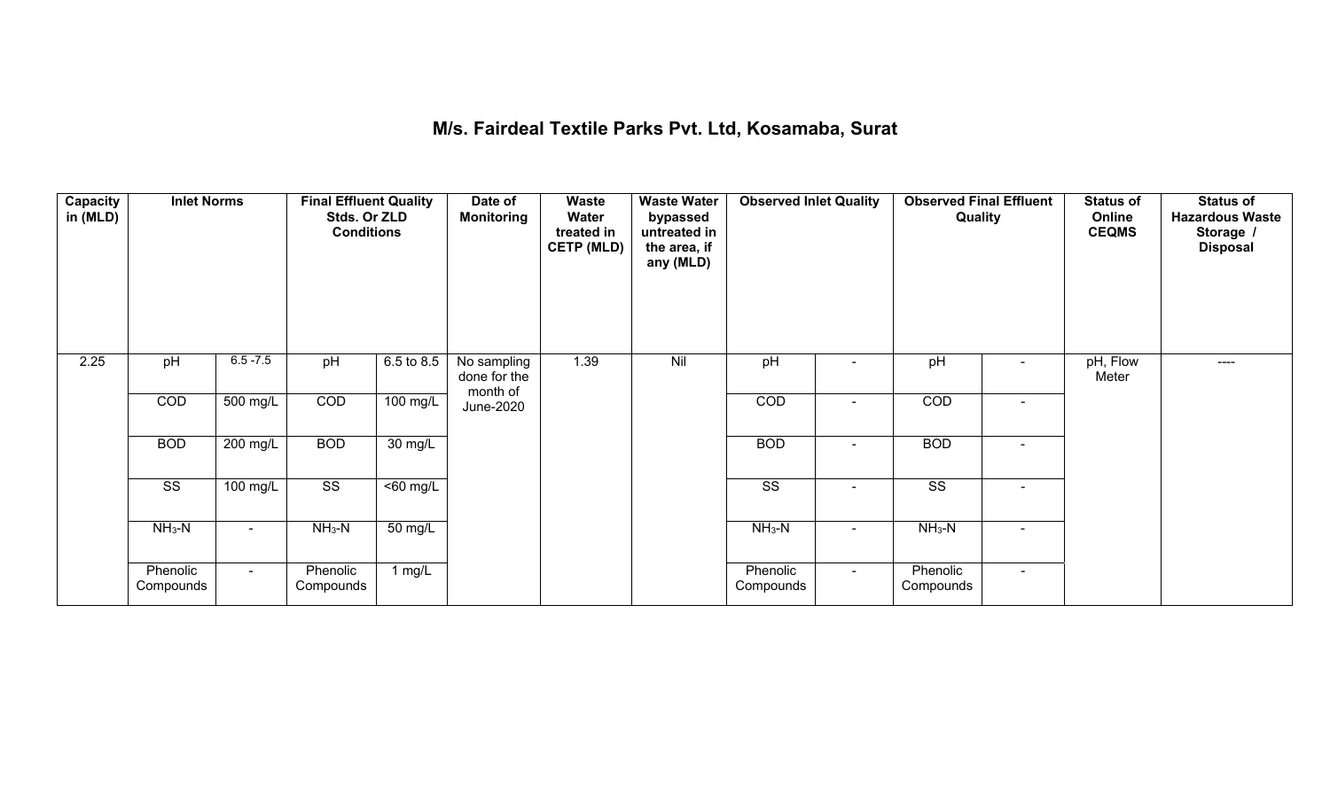# M/s. Fairdeal Textile Parks Pvt. Ltd, Kosamaba, Surat

| Capacity in (MLD) | Inlet Norms | | Final Effluent Quality Stds. Or ZLD Conditions | | Date of Monitoring | Waste Water treated in CETP (MLD) | Waste Water bypassed untreated in the area, if any (MLD) | Observed Inlet Quality | | Observed Final Effluent Quality | | Status of Online CEQMS | Status of Hazardous Waste Storage / Disposal |
|---|---|---|---|---|---|---|---|---|---|---|---|---|---|
| 2.25 | pH | 6.5 -7.5 | pH | 6.5 to 8.5 | No sampling done for the month of June-2020 | 1.39 | Nil | pH | - | pH | - | pH, Flow Meter | ---- |
| | COD | 500 mg/L | COD | 100 mg/L | | | | COD | - | COD | - | | |
| | BOD | 200 mg/L | BOD | 30 mg/L | | | | BOD | - | BOD | - | | |
| | SS | 100 mg/L | SS | <60 mg/L | | | | SS | - | SS | - | | |
| | $NH_3$-N | - | $NH_3$-N | 50 mg/L | | | | $NH_3$-N | - | $NH_3$-N | - | | |
| | Phenolic Compounds | - | Phenolic Compounds | 1 mg/L | | | | Phenolic Compounds | - | Phenolic Compounds | - | | |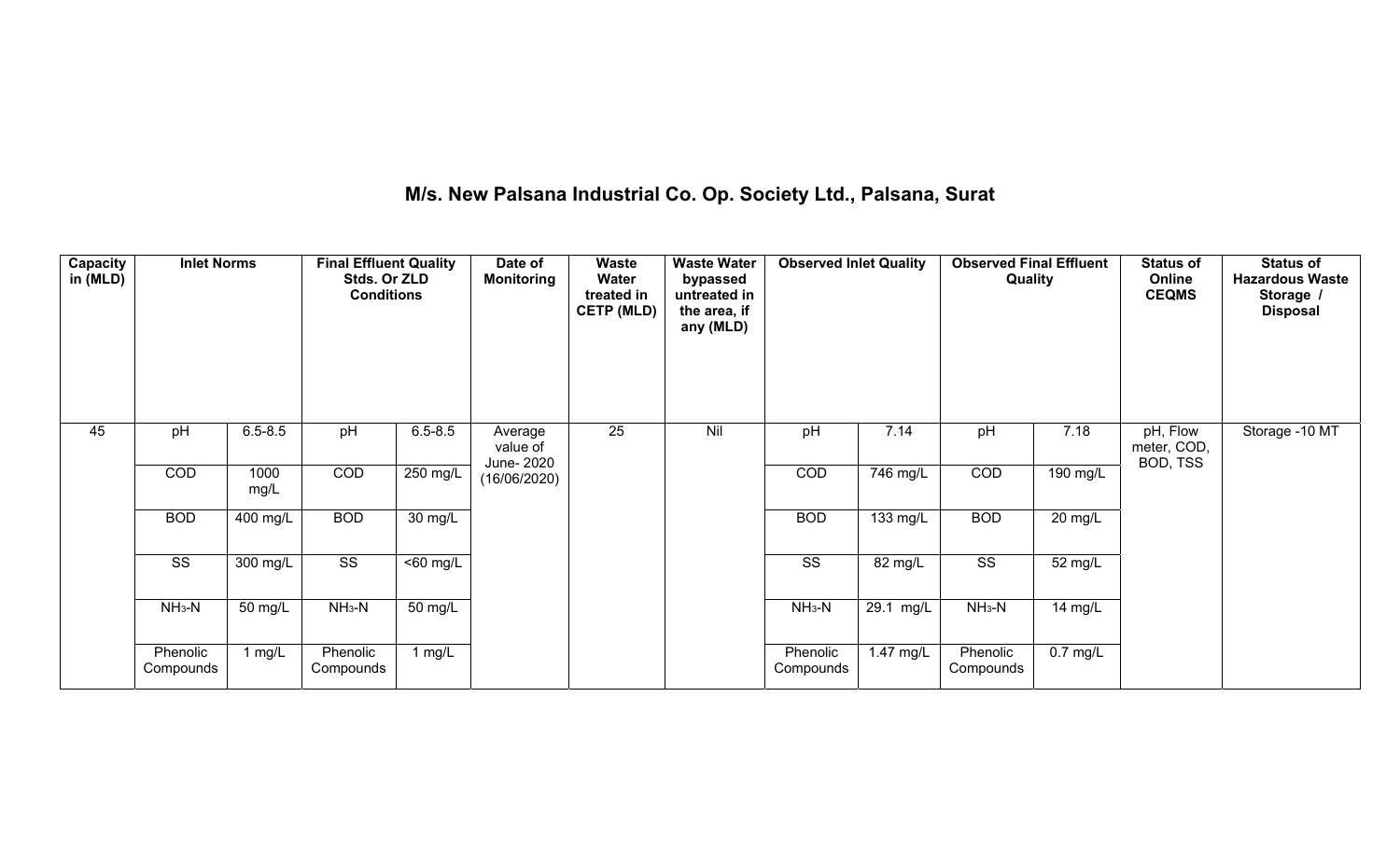# M/s. New Palsana Industrial Co. Op. Society Ltd., Palsana, Surat

| Capacity in (MLD) | Inlet Norms | | Final Effluent Quality Stds. Or ZLD Conditions | | Date of Monitoring | Waste Water treated in CETP (MLD) | Waste Water bypassed untreated in the area, if any (MLD) | Observed Inlet Quality | | Observed Final Effluent Quality | | Status of Online CEQMS | Status of Hazardous Waste Storage / Disposal |
|---|---|---|---|---|---|---|---|---|---|---|---|---|---|
| 45 | pH | 6.5-8.5 | pH | 6.5-8.5 | Average value of June- 2020 (16/06/2020) | 25 | Nil | pH | 7.14 | pH | 7.18 | pH, Flow meter, COD, BOD, TSS | Storage -10 MT |
| | COD | 1000 mg/L | COD | 250 mg/L | | | | COD | 746 mg/L | COD | 190 mg/L | | |
| | BOD | 400 mg/L | BOD | 30 mg/L | | | | BOD | 133 mg/L | BOD | 20 mg/L | | |
| | SS | 300 mg/L | SS | <60 mg/L | | | | SS | 82 mg/L | SS | 52 mg/L | | |
| | $NH_3$-N | 50 mg/L | $NH_3$-N | 50 mg/L | | | | $NH_3$-N | 29.1 mg/L | $NH_3$-N | 14 mg/L | | |
| | Phenolic Compounds | 1 mg/L | Phenolic Compounds | 1 mg/L | | | | Phenolic Compounds | 1.47 mg/L | Phenolic Compounds | 0.7 mg/L | | |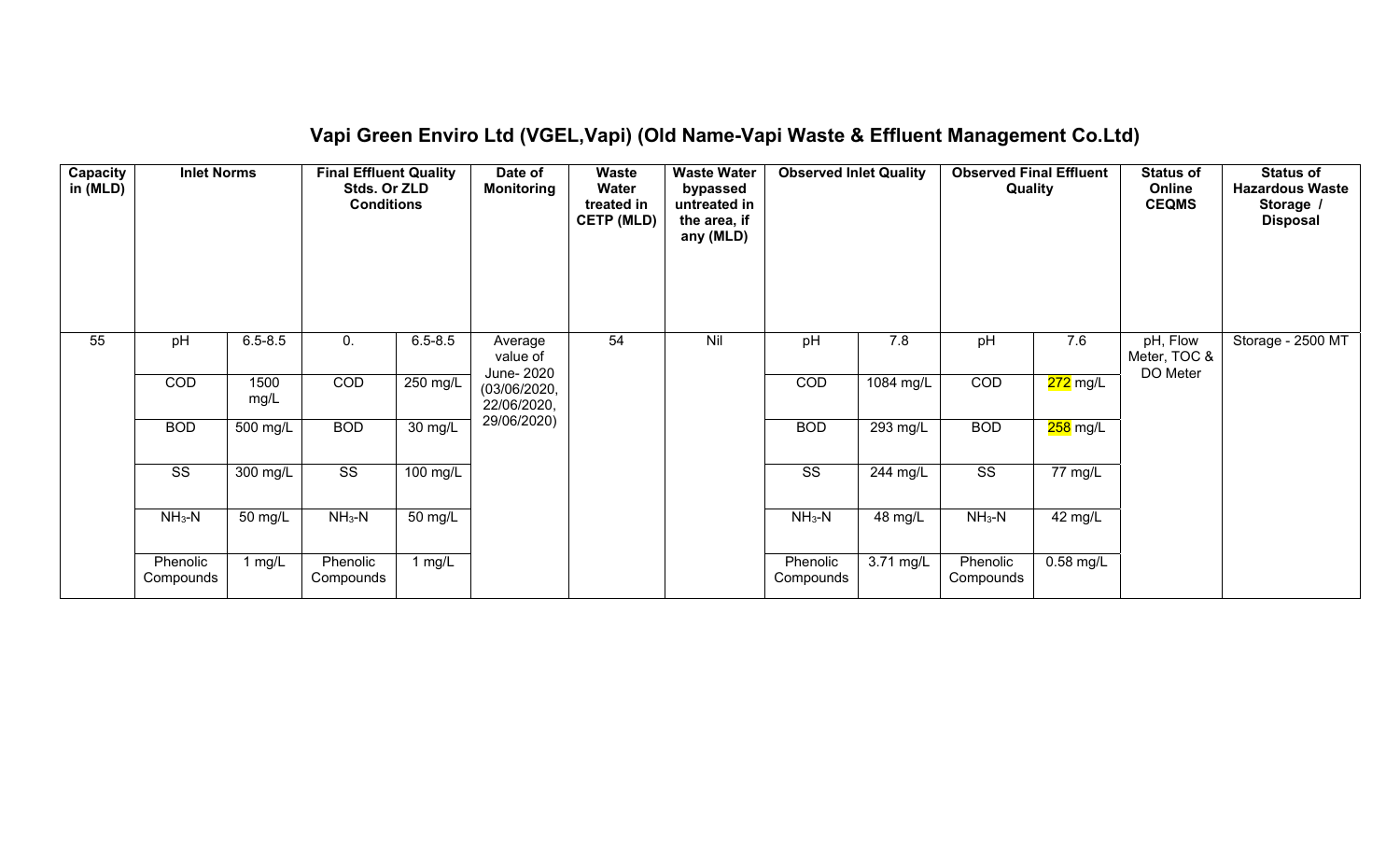# Vapi Green Enviro Ltd (VGEL,Vapi) (Old Name-Vapi Waste & Effluent Management Co.Ltd)

| Capacity in (MLD) | Inlet Norms | | Final Effluent Quality Stds. Or ZLD Conditions | | Date of Monitoring | Waste Water treated in CETP (MLD) | Waste Water bypassed untreated in the area, if any (MLD) | Observed Inlet Quality | | Observed Final Effluent Quality | | Status of Online CEQMS | Status of Hazardous Waste Storage / Disposal |
|---|---|---|---|---|---|---|---|---|---|---|---|---|---|
| 55 | pH | 6.5-8.5 | 0. | 6.5-8.5 | Average value of June- 2020 (03/06/2020, 22/06/2020, 29/06/2020) | 54 | Nil | pH | 7.8 | pH | 7.6 | pH, Flow Meter, TOC & DO Meter | Storage - 2500 MT |
| | COD | 1500 mg/L | COD | 250 mg/L | | | | COD | 1084 mg/L | COD | 272 mg/L | | |
| | BOD | 500 mg/L | BOD | 30 mg/L | | | | BOD | 293 mg/L | BOD | 258 mg/L | | |
| | SS | 300 mg/L | SS | 100 mg/L | | | | SS | 244 mg/L | SS | 77 mg/L | | |
| | $NH_3$-N | 50 mg/L | $NH_3$-N | 50 mg/L | | | | $NH_3$-N | 48 mg/L | $NH_3$-N | 42 mg/L | | |
| | Phenolic Compounds | 1 mg/L | Phenolic Compounds | 1 mg/L | | | | Phenolic Compounds | 3.71 mg/L | Phenolic Compounds | 0.58 mg/L | | |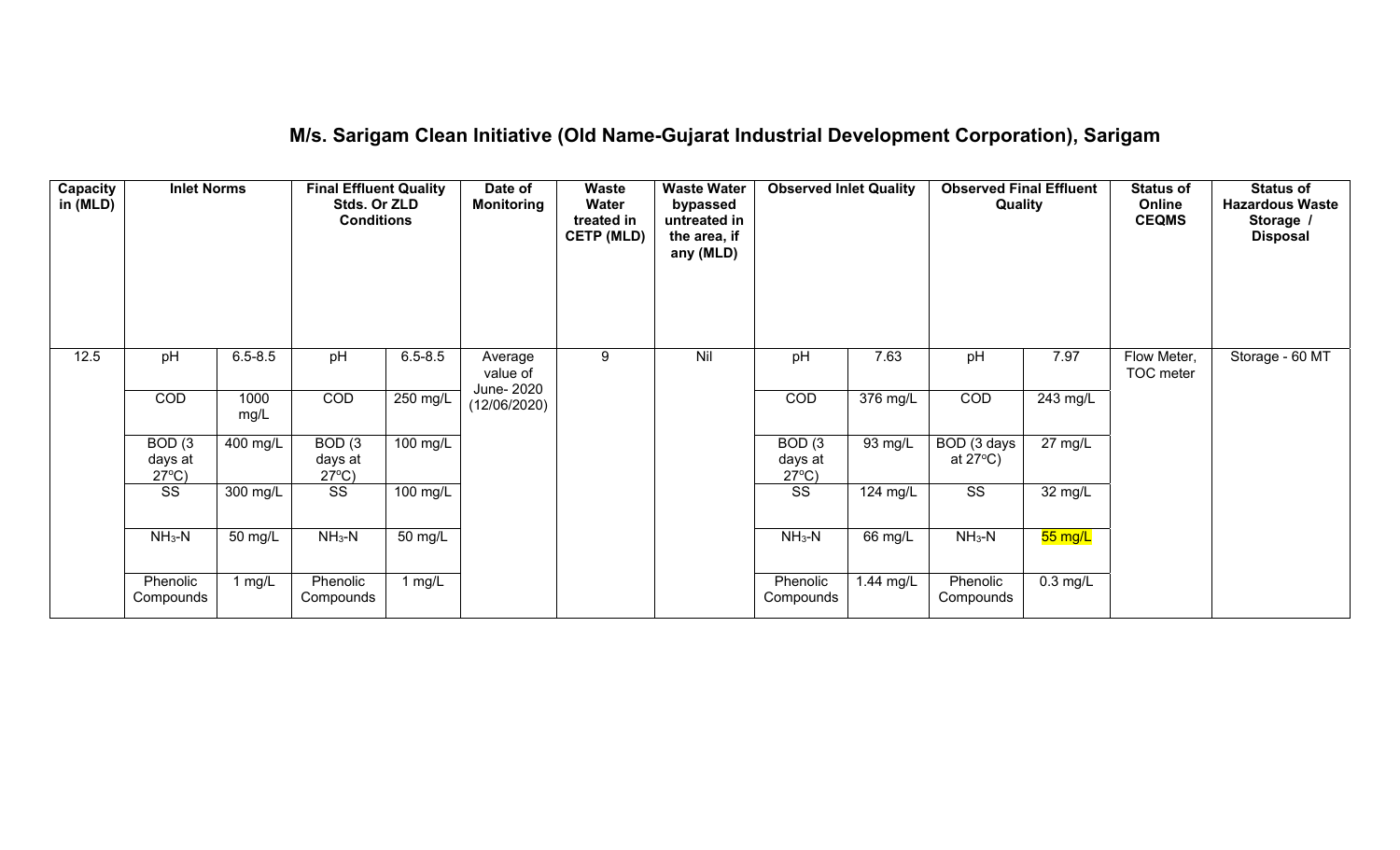## M/s. Sarigam Clean Initiative (Old Name-Gujarat Industrial Development Corporation), Sarigam

| Capacity in (MLD) | Inlet Norms | | Final Effluent Quality Stds. Or ZLD Conditions | | Date of Monitoring | Waste Water treated in CETP (MLD) | Waste Water bypassed untreated in the area, if any (MLD) | Observed Inlet Quality | | Observed Final Effluent Quality | | Status of Online CEQMS | Status of Hazardous Waste Storage / Disposal |
|---|---|---|---|---|---|---|---|---|---|---|---|---|---|
| 12.5 | pH | 6.5-8.5 | pH | 6.5-8.5 | Average value of June- 2020 (12/06/2020) | 9 | Nil | pH | 7.63 | pH | 7.97 | Flow Meter, TOC meter | Storage - 60 MT |
| | COD | 1000 mg/L | COD | 250 mg/L | | | | COD | 376 mg/L | COD | 243 mg/L | | |
| | BOD (3 days at 27°C) | 400 mg/L | BOD (3 days at 27°C) | 100 mg/L | | | | BOD (3 days at 27°C) | 93 mg/L | BOD (3 days at 27°C) | 27 mg/L | | |
| | SS | 300 mg/L | SS | 100 mg/L | | | | SS | 124 mg/L | SS | 32 mg/L | | |
| | $NH_3$-N | 50 mg/L | $NH_3$-N | 50 mg/L | | | | $NH_3$-N | 66 mg/L | $NH_3$-N | 55 mg/L | | |
| | Phenolic Compounds | 1 mg/L | Phenolic Compounds | 1 mg/L | | | | Phenolic Compounds | 1.44 mg/L | Phenolic Compounds | 0.3 mg/L | | |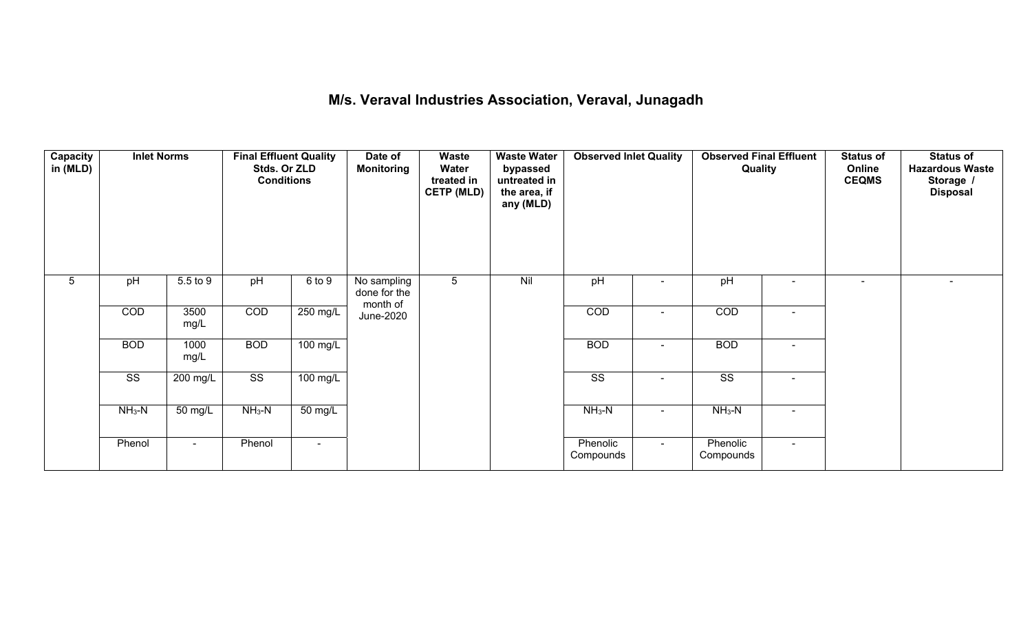# M/s. Veraval Industries Association, Veraval, Junagadh

| Capacity in (MLD) | Inlet Norms | | Final Effluent Quality Stds. Or ZLD Conditions | | Date of Monitoring | Waste Water treated in CETP (MLD) | Waste Water bypassed untreated in the area, if any (MLD) | Observed Inlet Quality | | Observed Final Effluent Quality | | Status of Online CEQMS | Status of Hazardous Waste Storage / Disposal |
|---|---|---|---|---|---|---|---|---|---|---|---|---|---|
| 5 | pH | 5.5 to 9 | pH | 6 to 9 | No sampling done for the month of June-2020 | 5 | Nil | pH | - | pH | - | - | - |
| | COD | 3500 mg/L | COD | 250 mg/L | | | | COD | - | COD | - | | |
| | BOD | 1000 mg/L | BOD | 100 mg/L | | | | BOD | - | BOD | - | | |
| | SS | 200 mg/L | SS | 100 mg/L | | | | SS | - | SS | - | | |
| | $NH_3$-N | 50 mg/L | $NH_3$-N | 50 mg/L | | | | $NH_3$-N | - | $NH_3$-N | - | | |
| | Phenol | - | Phenol | - | | | | Phenolic Compounds | - | Phenolic Compounds | - | | |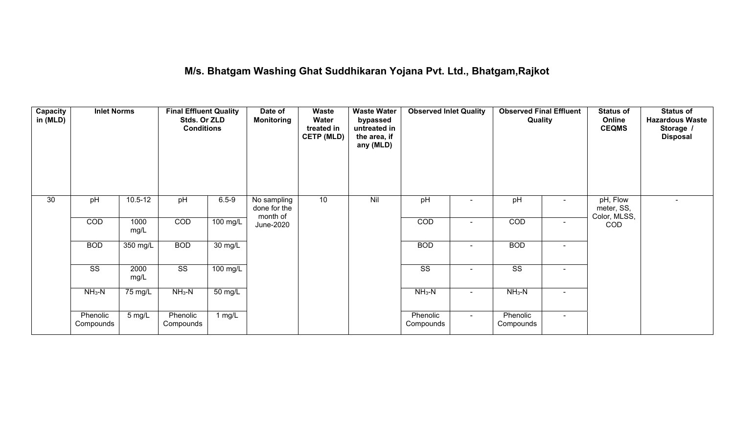# M/s. Bhatgam Washing Ghat Suddhikaran Yojana Pvt. Ltd., Bhatgam,Rajkot

| Capacity in (MLD) | Inlet Norms | | Final Effluent Quality Stds. Or ZLD Conditions | | Date of Monitoring | Waste Water treated in CETP (MLD) | Waste Water bypassed untreated in the area, if any (MLD) | Observed Inlet Quality | | Observed Final Effluent Quality | | Status of Online CEQMS | Status of Hazardous Waste Storage / Disposal |
|---|---|---|---|---|---|---|---|---|---|---|---|---|---|
| 30 | pH | 10.5-12 | pH | 6.5-9 | No sampling done for the month of June-2020 | 10 | Nil | pH | - | pH | - | pH, Flow meter, SS, Color, MLSS, COD | - |
| | COD | 1000 mg/L | COD | 100 mg/L | | | | COD | - | COD | - | | |
| | BOD | 350 mg/L | BOD | 30 mg/L | | | | BOD | - | BOD | - | | |
| | SS | 2000 mg/L | SS | 100 mg/L | | | | SS | - | SS | - | | |
| | $NH_3$-N | 75 mg/L | $NH_3$-N | 50 mg/L | | | | $NH_3$-N | - | $NH_3$-N | - | | |
| | Phenolic Compounds | 5 mg/L | Phenolic Compounds | 1 mg/L | | | | Phenolic Compounds | - | Phenolic Compounds | - | | |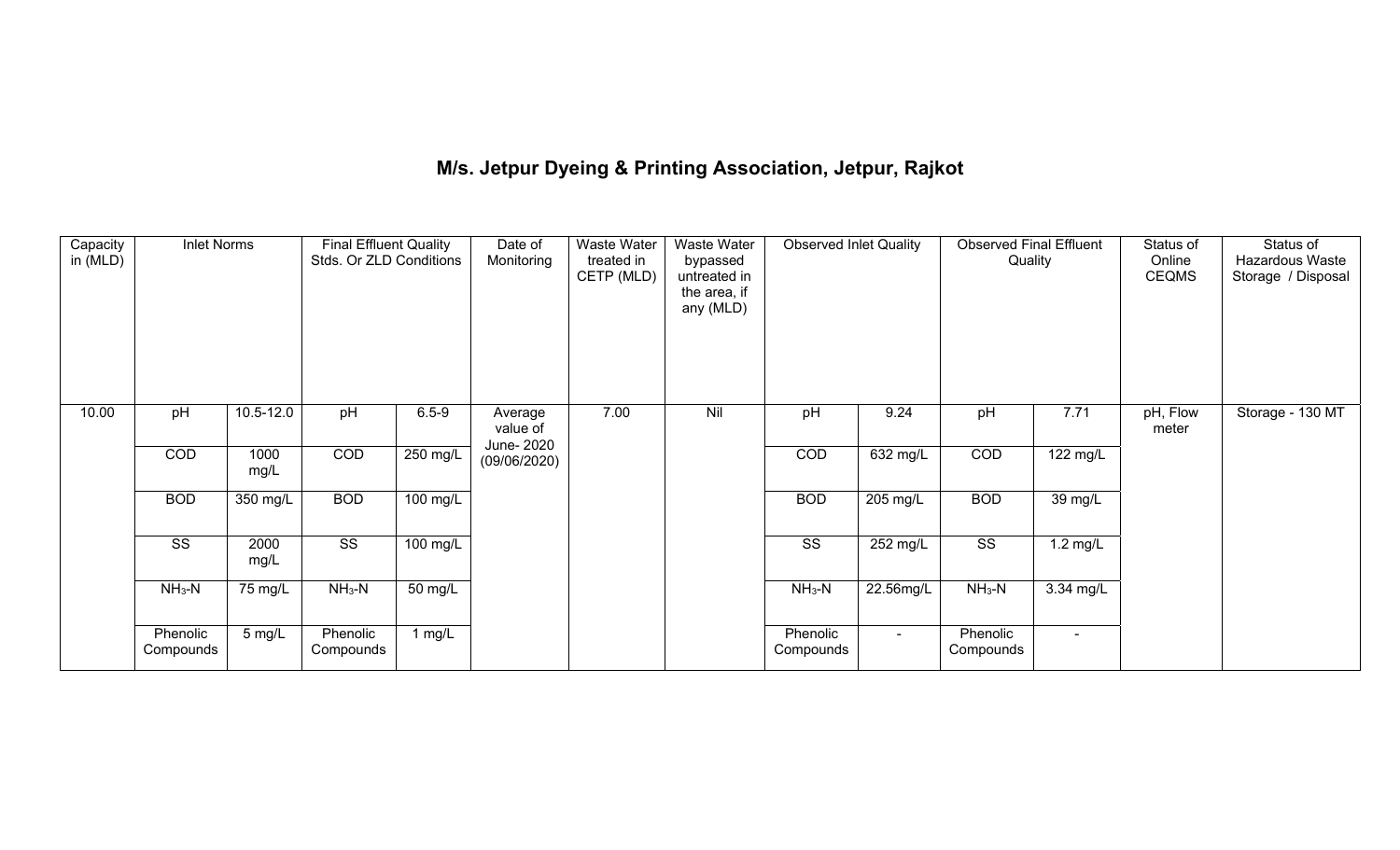## M/s. Jetpur Dyeing & Printing Association, Jetpur, Rajkot

| Capacity in (MLD) | Inlet Norms | | Final Effluent Quality Stds. Or ZLD Conditions | | Date of Monitoring | Waste Water treated in CETP (MLD) | Waste Water bypassed untreated in the area, if any (MLD) | Observed Inlet Quality | | Observed Final Effluent Quality | | Status of Online CEQMS | Status of Hazardous Waste Storage / Disposal |
|---|---|---|---|---|---|---|---|---|---|---|---|---|---|
| 10.00 | pH | 10.5-12.0 | pH | 6.5-9 | Average value of June- 2020 (09/06/2020) | 7.00 | Nil | pH | 9.24 | pH | 7.71 | pH, Flow meter | Storage - 130 MT |
| | COD | 1000 mg/L | COD | 250 mg/L | | | | COD | 632 mg/L | COD | 122 mg/L | | |
| | BOD | 350 mg/L | BOD | 100 mg/L | | | | BOD | 205 mg/L | BOD | 39 mg/L | | |
| | SS | 2000 mg/L | SS | 100 mg/L | | | | SS | 252 mg/L | SS | 1.2 mg/L | | |
| | $NH_3$-N | 75 mg/L | $NH_3$-N | 50 mg/L | | | | $NH_3$-N | 22.56mg/L | $NH_3$-N | 3.34 mg/L | | |
| | Phenolic Compounds | 5 mg/L | Phenolic Compounds | 1 mg/L | | | | Phenolic Compounds | - | Phenolic Compounds | - | | |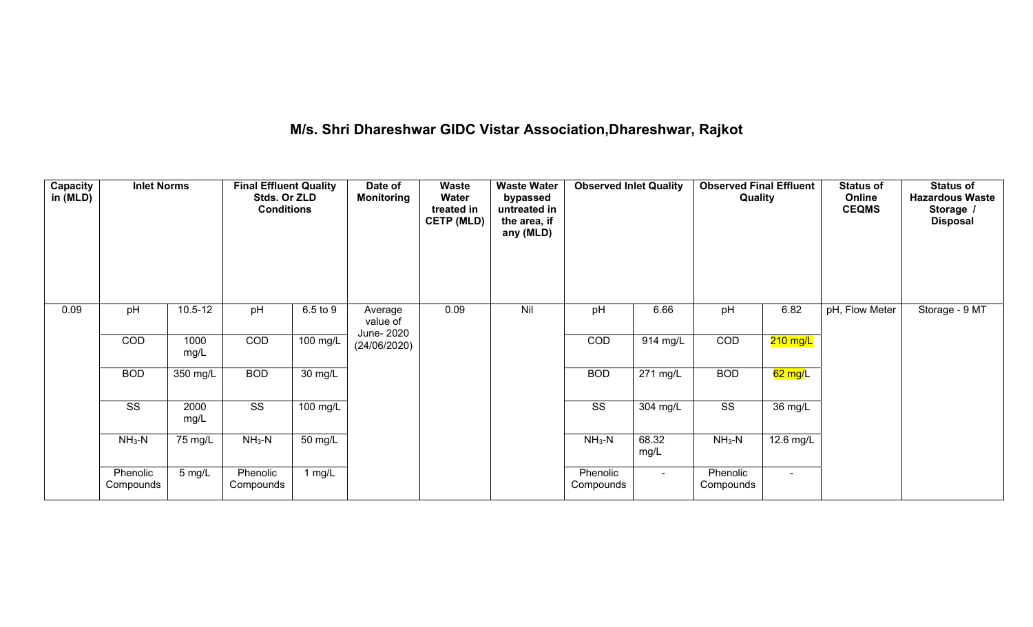# M/s. Shri Dhareshwar GIDC Vistar Association,Dhareshwar, Rajkot

| Capacity in (MLD) | Inlet Norms | | Final Effluent Quality Stds. Or ZLD Conditions | | Date of Monitoring | Waste Water treated in CETP (MLD) | Waste Water bypassed untreated in the area, if any (MLD) | Observed Inlet Quality | | Observed Final Effluent Quality | | Status of Online CEQMS | Status of Hazardous Waste Storage / Disposal |
|---|---|---|---|---|---|---|---|---|---|---|---|---|---|
| 0.09 | pH | 10.5-12 | pH | 6.5 to 9 | Average value of June- 2020 (24/06/2020) | 0.09 | Nil | pH | 6.66 | pH | 6.82 | pH, Flow Meter | Storage - 9 MT |
| | COD | 1000 mg/L | COD | 100 mg/L | | | | COD | 914 mg/L | COD | 210 mg/L | | |
| | BOD | 350 mg/L | BOD | 30 mg/L | | | | BOD | 271 mg/L | BOD | 62 mg/L | | |
| | SS | 2000 mg/L | SS | 100 mg/L | | | | SS | 304 mg/L | SS | 36 mg/L | | |
| | $NH_3$-N | 75 mg/L | $NH_3$-N | 50 mg/L | | | | $NH_3$-N | 68.32 mg/L | $NH_3$-N | 12.6 mg/L | | |
| | Phenolic Compounds | 5 mg/L | Phenolic Compounds | 1 mg/L | | | | Phenolic Compounds | - | Phenolic Compounds | - | | |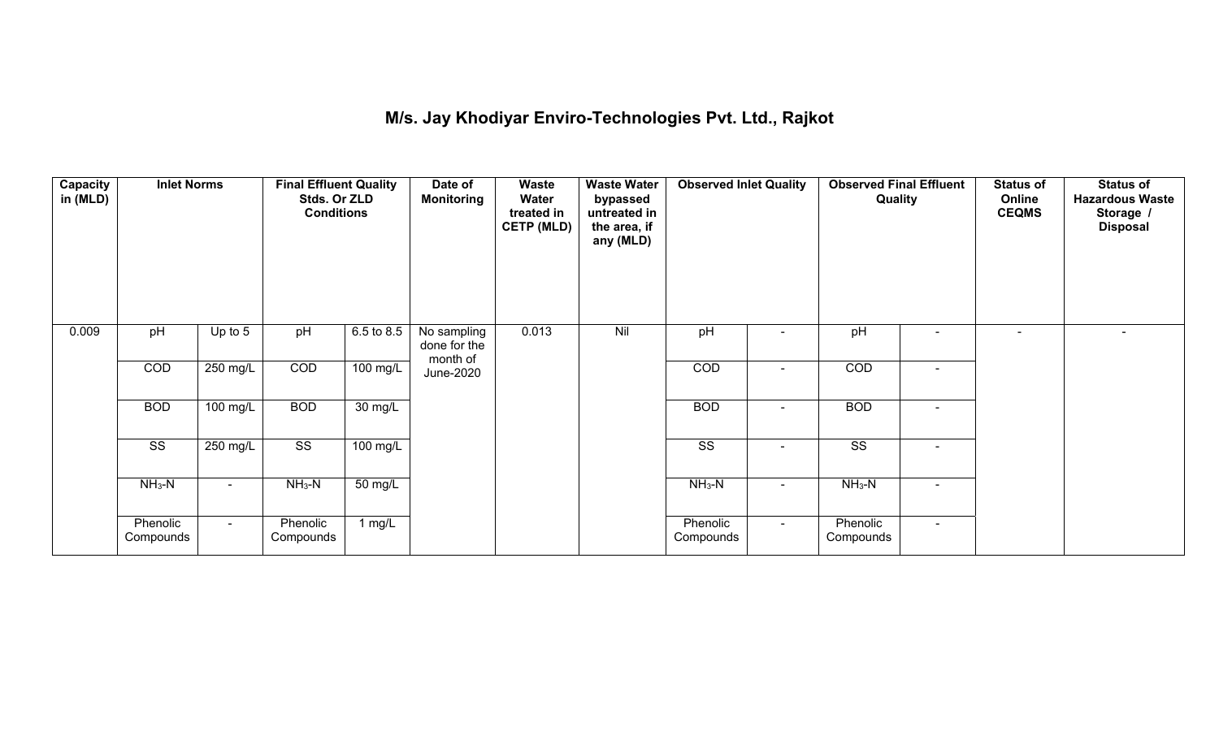# M/s. Jay Khodiyar Enviro-Technologies Pvt. Ltd., Rajkot

| Capacity in (MLD) | Inlet Norms | | Final Effluent Quality Stds. Or ZLD Conditions | | Date of Monitoring | Waste Water treated in CETP (MLD) | Waste Water bypassed untreated in the area, if any (MLD) | Observed Inlet Quality | | Observed Final Effluent Quality | | Status of Online CEQMS | Status of Hazardous Waste Storage / Disposal |
|---|---|---|---|---|---|---|---|---|---|---|---|---|---|
| 0.009 | pH | Up to 5 | pH | 6.5 to 8.5 | No sampling done for the month of June-2020 | 0.013 | Nil | pH | - | pH | - | - | - |
| | COD | 250 mg/L | COD | 100 mg/L | | | | COD | - | COD | - | | |
| | BOD | 100 mg/L | BOD | 30 mg/L | | | | BOD | - | BOD | - | | |
| | SS | 250 mg/L | SS | 100 mg/L | | | | SS | - | SS | - | | |
| | $NH_3$-N | - | $NH_3$-N | 50 mg/L | | | | $NH_3$-N | - | $NH_3$-N | - | | |
| | Phenolic Compounds | - | Phenolic Compounds | 1 mg/L | | | | Phenolic Compounds | - | Phenolic Compounds | - | | |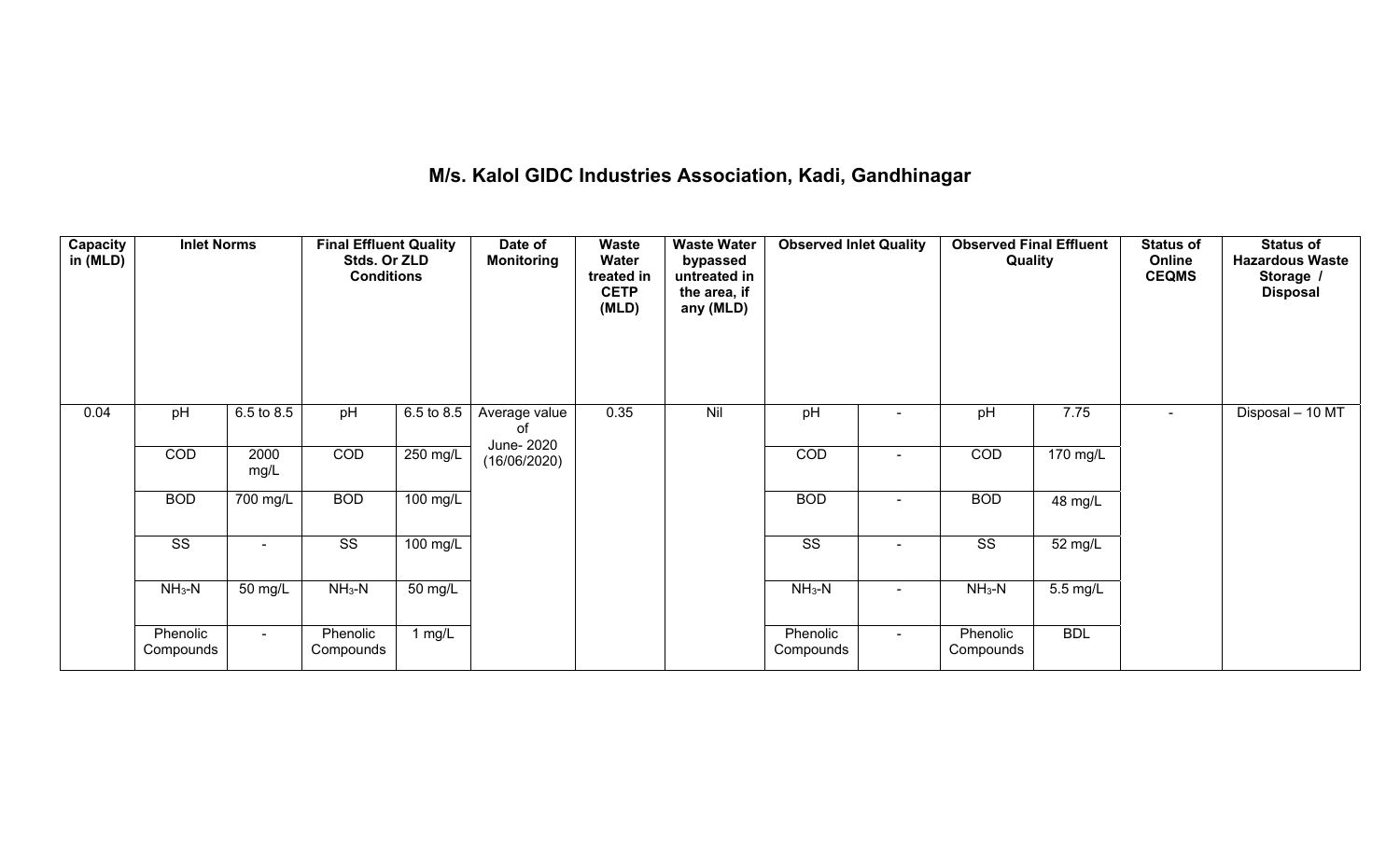# M/s. Kalol GIDC Industries Association, Kadi, Gandhinagar

| Capacity in (MLD) | Inlet Norms | | Final Effluent Quality Stds. Or ZLD Conditions | | Date of Monitoring | Waste Water treated in CETP (MLD) | Waste Water bypassed untreated in the area, if any (MLD) | Observed Inlet Quality | | Observed Final Effluent Quality | | Status of Online CEQMS | Status of Hazardous Waste Storage / Disposal |
|---|---|---|---|---|---|---|---|---|---|---|---|---|---|
| 0.04 | pH | 6.5 to 8.5 | pH | 6.5 to 8.5 | Average value of June- 2020 (16/06/2020) | 0.35 | Nil | pH | - | pH | 7.75 | - | Disposal – 10 MT |
| | COD | 2000 mg/L | COD | 250 mg/L | | | | COD | - | COD | 170 mg/L | | |
| | BOD | 700 mg/L | BOD | 100 mg/L | | | | BOD | - | BOD | 48 mg/L | | |
| | SS | - | SS | 100 mg/L | | | | SS | - | SS | 52 mg/L | | |
| | $NH_3$-N | 50 mg/L | $NH_3$-N | 50 mg/L | | | | $NH_3$-N | - | $NH_3$-N | 5.5 mg/L | | |
| | Phenolic Compounds | - | Phenolic Compounds | 1 mg/L | | | | Phenolic Compounds | - | Phenolic Compounds | BDL | | |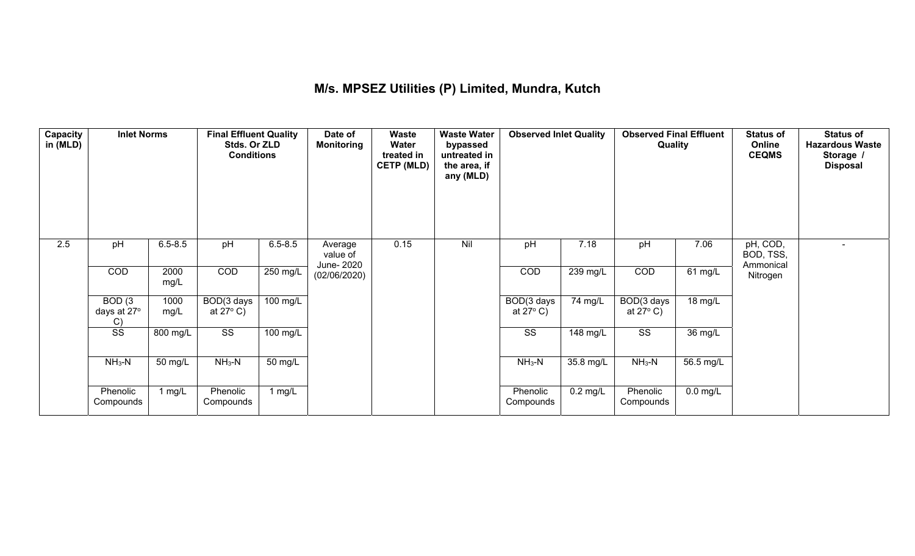## M/s. MPSEZ Utilities (P) Limited, Mundra, Kutch

| Capacity in (MLD) | Inlet Norms | | Final Effluent Quality Stds. Or ZLD Conditions | | Date of Monitoring | Waste Water treated in CETP (MLD) | Waste Water bypassed untreated in the area, if any (MLD) | Observed Inlet Quality | | Observed Final Effluent Quality | | Status of Online CEQMS | Status of Hazardous Waste Storage / Disposal |
|---|---|---|---|---|---|---|---|---|---|---|---|---|---|
| 2.5 | pH | 6.5-8.5 | pH | 6.5-8.5 | Average value of June- 2020 (02/06/2020) | 0.15 | Nil | pH | 7.18 | pH | 7.06 | pH, COD, BOD, TSS, Ammonical Nitrogen | - |
| | COD | 2000 mg/L | COD | 250 mg/L | | | | COD | 239 mg/L | COD | 61 mg/L | | |
| | BOD (3 days at 27° C) | 1000 mg/L | BOD(3 days at 27° C) | 100 mg/L | | | | BOD(3 days at 27° C) | 74 mg/L | BOD(3 days at 27° C) | 18 mg/L | | |
| | SS | 800 mg/L | SS | 100 mg/L | | | | SS | 148 mg/L | SS | 36 mg/L | | |
| | $NH_3$-N | 50 mg/L | $NH_3$-N | 50 mg/L | | | | $NH_3$-N | 35.8 mg/L | $NH_3$-N | 56.5 mg/L | | |
| | Phenolic Compounds | 1 mg/L | Phenolic Compounds | 1 mg/L | | | | Phenolic Compounds | 0.2 mg/L | Phenolic Compounds | 0.0 mg/L | | |